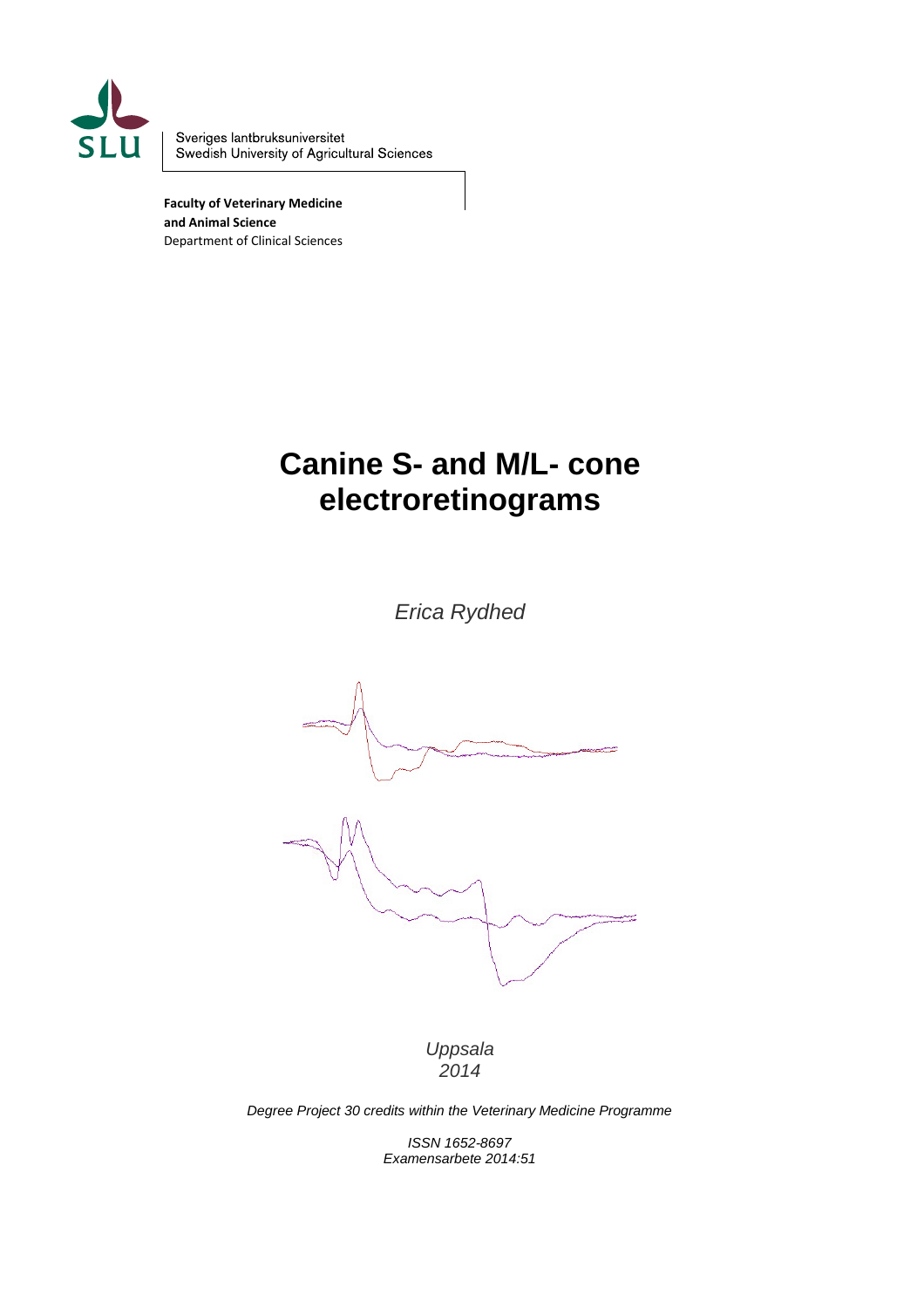Sveriges lantbruksuniversitet
Swedish University of Agricultural Sciences

**Faculty of Veterinary Medicine and Animal Science**
Department of Clinical Sciences

# Canine S- and M/L- cone electroretinograms

*Erica Rydhed*

*Uppsala*
*2014*

*Degree Project 30 credits within the Veterinary Medicine Programme*

*ISSN 1652-8697*
*Examensarbete 2014:51*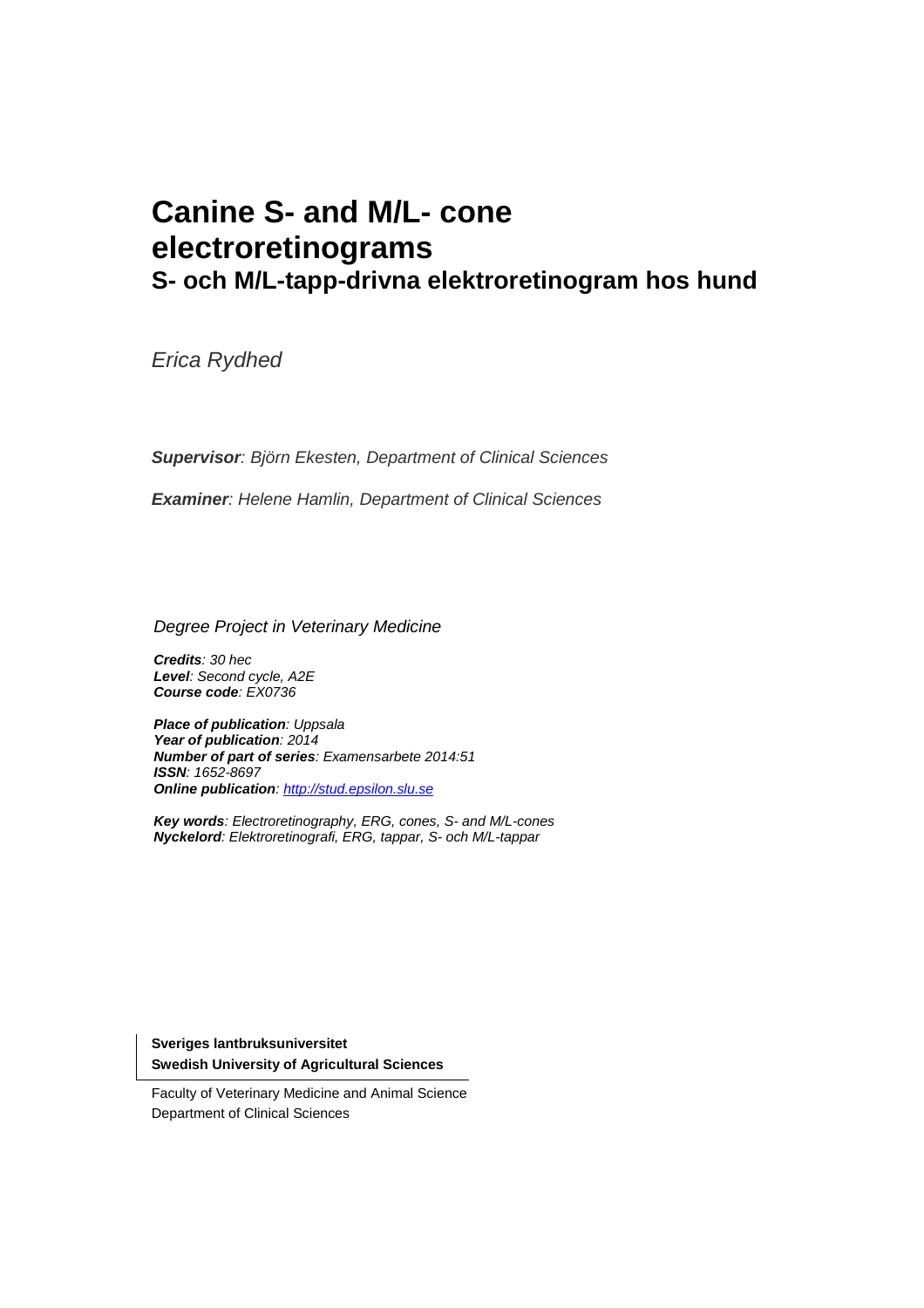# Canine S- and M/L- cone electroretinograms

## S- och M/L-tapp-drivna elektroretinogram hos hund

*Erica Rydhed*

***Supervisor**: Björn Ekesten, Department of Clinical Sciences*

***Examiner**: Helene Hamlin, Department of Clinical Sciences*

*Degree Project in Veterinary Medicine*

***Credits**: 30 hec*
***Level**: Second cycle, A2E*
***Course code**: EX0736*

***Place of publication**: Uppsala*
***Year of publication**: 2014*
***Number of part of series**: Examensarbete 2014:51*
***ISSN**: 1652-8697*
***Online publication**: http://stud.epsilon.slu.se*

***Key words**: Electroretinography, ERG, cones, S- and M/L-cones*
***Nyckelord**: Elektroretinografi, ERG, tappar, S- och M/L-tappar*

**Sveriges lantbruksuniversitet**
**Swedish University of Agricultural Sciences**

Faculty of Veterinary Medicine and Animal Science
Department of Clinical Sciences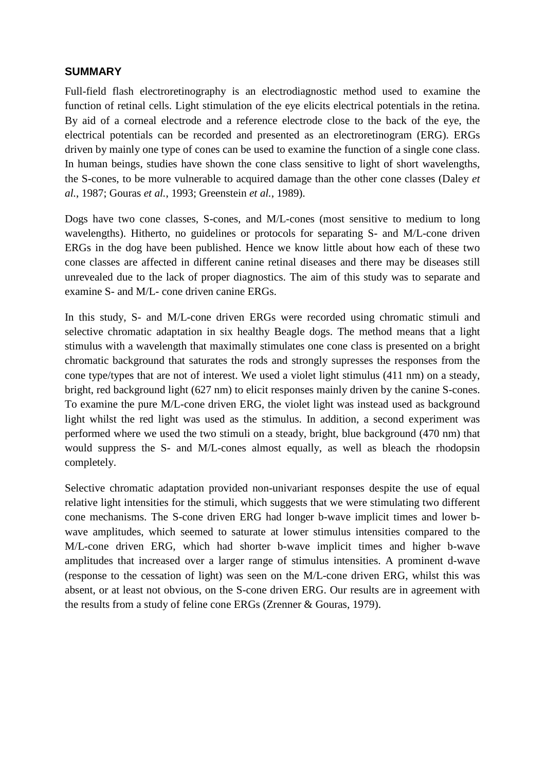## SUMMARY

Full-field flash electroretinography is an electrodiagnostic method used to examine the function of retinal cells. Light stimulation of the eye elicits electrical potentials in the retina. By aid of a corneal electrode and a reference electrode close to the back of the eye, the electrical potentials can be recorded and presented as an electroretinogram (ERG). ERGs driven by mainly one type of cones can be used to examine the function of a single cone class. In human beings, studies have shown the cone class sensitive to light of short wavelengths, the S-cones, to be more vulnerable to acquired damage than the other cone classes (Daley *et al.*, 1987; Gouras *et al.*, 1993; Greenstein *et al.*, 1989).

Dogs have two cone classes, S-cones, and M/L-cones (most sensitive to medium to long wavelengths). Hitherto, no guidelines or protocols for separating S- and M/L-cone driven ERGs in the dog have been published. Hence we know little about how each of these two cone classes are affected in different canine retinal diseases and there may be diseases still unrevealed due to the lack of proper diagnostics. The aim of this study was to separate and examine S- and M/L- cone driven canine ERGs.

In this study, S- and M/L-cone driven ERGs were recorded using chromatic stimuli and selective chromatic adaptation in six healthy Beagle dogs. The method means that a light stimulus with a wavelength that maximally stimulates one cone class is presented on a bright chromatic background that saturates the rods and strongly supresses the responses from the cone type/types that are not of interest. We used a violet light stimulus (411 nm) on a steady, bright, red background light (627 nm) to elicit responses mainly driven by the canine S-cones. To examine the pure M/L-cone driven ERG, the violet light was instead used as background light whilst the red light was used as the stimulus. In addition, a second experiment was performed where we used the two stimuli on a steady, bright, blue background (470 nm) that would suppress the S- and M/L-cones almost equally, as well as bleach the rhodopsin completely.

Selective chromatic adaptation provided non-univariant responses despite the use of equal relative light intensities for the stimuli, which suggests that we were stimulating two different cone mechanisms. The S-cone driven ERG had longer b-wave implicit times and lower b-wave amplitudes, which seemed to saturate at lower stimulus intensities compared to the M/L-cone driven ERG, which had shorter b-wave implicit times and higher b-wave amplitudes that increased over a larger range of stimulus intensities. A prominent d-wave (response to the cessation of light) was seen on the M/L-cone driven ERG, whilst this was absent, or at least not obvious, on the S-cone driven ERG. Our results are in agreement with the results from a study of feline cone ERGs (Zrenner & Gouras, 1979).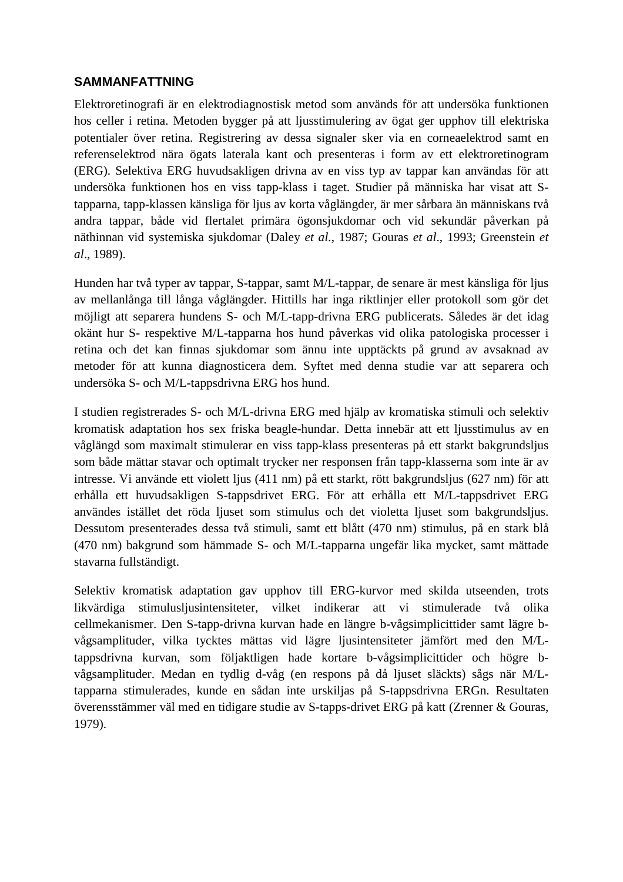## SAMMANFATTNING

Elektroretinografi är en elektrodiagnostisk metod som används för att undersöka funktionen hos celler i retina. Metoden bygger på att ljusstimulering av ögat ger upphov till elektriska potentialer över retina. Registrering av dessa signaler sker via en corneaelektrod samt en referenselektrod nära ögats laterala kant och presenteras i form av ett elektroretinogram (ERG). Selektiva ERG huvudsakligen drivna av en viss typ av tappar kan användas för att undersöka funktionen hos en viss tapp-klass i taget. Studier på människa har visat att S-tapparna, tapp-klassen känsliga för ljus av korta våglängder, är mer sårbara än människans två andra tappar, både vid flertalet primära ögonsjukdomar och vid sekundär påverkan på näthinnan vid systemiska sjukdomar (Daley *et al.*, 1987; Gouras *et al*., 1993; Greenstein *et al*., 1989).

Hunden har två typer av tappar, S-tappar, samt M/L-tappar, de senare är mest känsliga för ljus av mellanlånga till långa våglängder. Hittills har inga riktlinjer eller protokoll som gör det möjligt att separera hundens S- och M/L-tapp-drivna ERG publicerats. Således är det idag okänt hur S- respektive M/L-tapparna hos hund påverkas vid olika patologiska processer i retina och det kan finnas sjukdomar som ännu inte upptäckts på grund av avsaknad av metoder för att kunna diagnosticera dem. Syftet med denna studie var att separera och undersöka S- och M/L-tappsdrivna ERG hos hund.

I studien registrerades S- och M/L-drivna ERG med hjälp av kromatiska stimuli och selektiv kromatisk adaptation hos sex friska beagle-hundar. Detta innebär att ett ljusstimulus av en våglängd som maximalt stimulerar en viss tapp-klass presenteras på ett starkt bakgrundsljus som både mättar stavar och optimalt trycker ner responsen från tapp-klasserna som inte är av intresse. Vi använde ett violett ljus (411 nm) på ett starkt, rött bakgrundsljus (627 nm) för att erhålla ett huvudsakligen S-tappsdrivet ERG. För att erhålla ett M/L-tappsdrivet ERG användes istället det röda ljuset som stimulus och det violetta ljuset som bakgrundsljus. Dessutom presenterades dessa två stimuli, samt ett blått (470 nm) stimulus, på en stark blå (470 nm) bakgrund som hämmade S- och M/L-tapparna ungefär lika mycket, samt mättade stavarna fullständigt.

Selektiv kromatisk adaptation gav upphov till ERG-kurvor med skilda utseenden, trots likvärdiga stimulusljusintensiteter, vilket indikerar att vi stimulerade två olika cellmekanismer. Den S-tapp-drivna kurvan hade en längre b-vågsimplicittider samt lägre b-vågsamplituder, vilka tycktes mättas vid lägre ljusintensiteter jämfört med den M/L-tappsdrivna kurvan, som följaktligen hade kortare b-vågsimplicittider och högre b-vågsamplituder. Medan en tydlig d-våg (en respons på då ljuset släckts) sågs när M/L-tapparna stimulerades, kunde en sådan inte urskiljas på S-tappsdrivna ERGn. Resultaten överensstämmer väl med en tidigare studie av S-tapps-drivet ERG på katt (Zrenner & Gouras, 1979).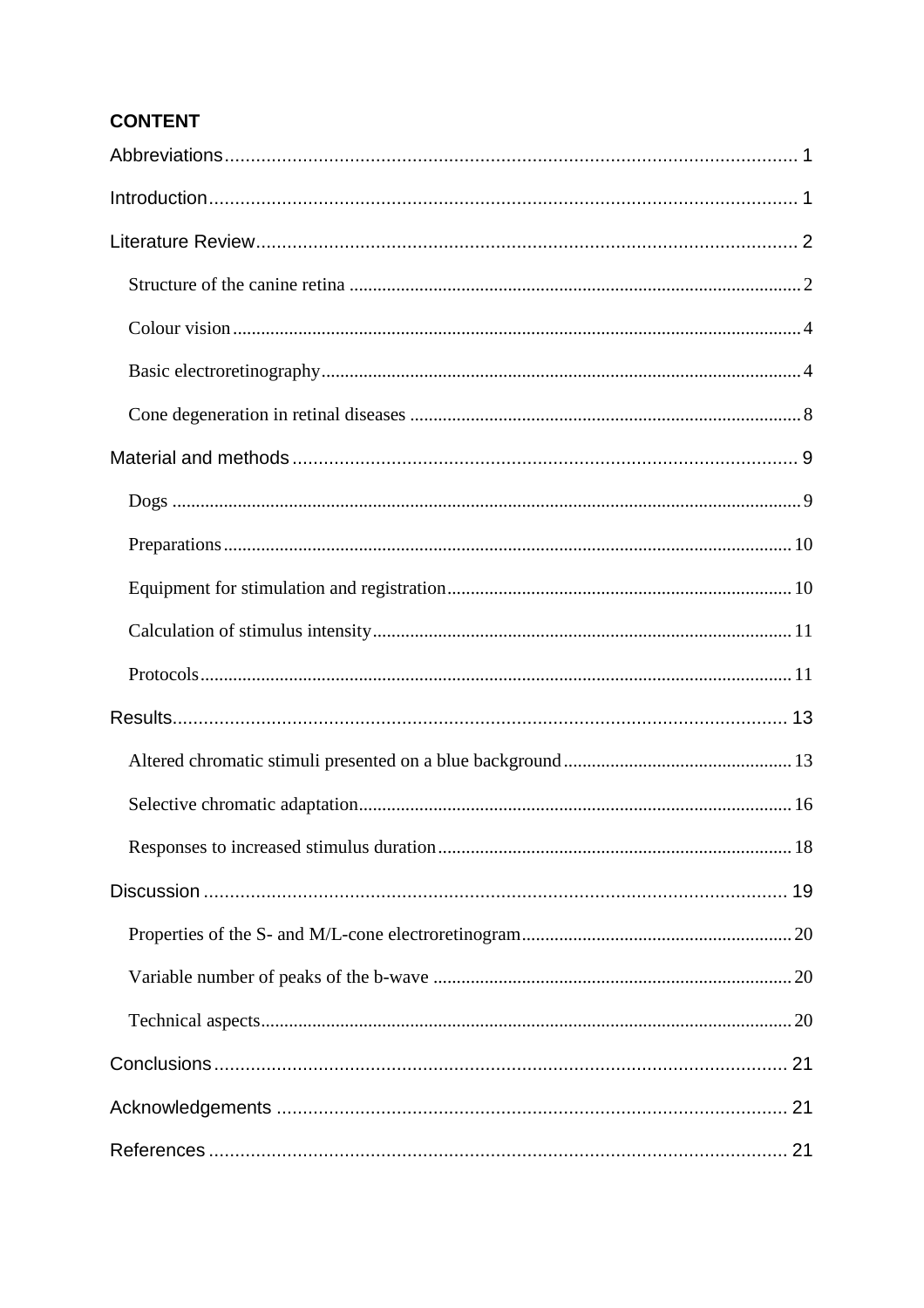# CONTENT

Abbreviations .......... 1

Introduction .......... 1

Literature Review .......... 2

- Structure of the canine retina .......... 2
- Colour vision .......... 4
- Basic electroretinography .......... 4
- Cone degeneration in retinal diseases .......... 8

Material and methods .......... 9

- Dogs .......... 9
- Preparations .......... 10
- Equipment for stimulation and registration .......... 10
- Calculation of stimulus intensity .......... 11
- Protocols .......... 11

Results .......... 13

- Altered chromatic stimuli presented on a blue background .......... 13
- Selective chromatic adaptation .......... 16
- Responses to increased stimulus duration .......... 18

Discussion .......... 19

- Properties of the S- and M/L-cone electroretinogram .......... 20
- Variable number of peaks of the b-wave .......... 20
- Technical aspects .......... 20

Conclusions .......... 21

Acknowledgements .......... 21

References .......... 21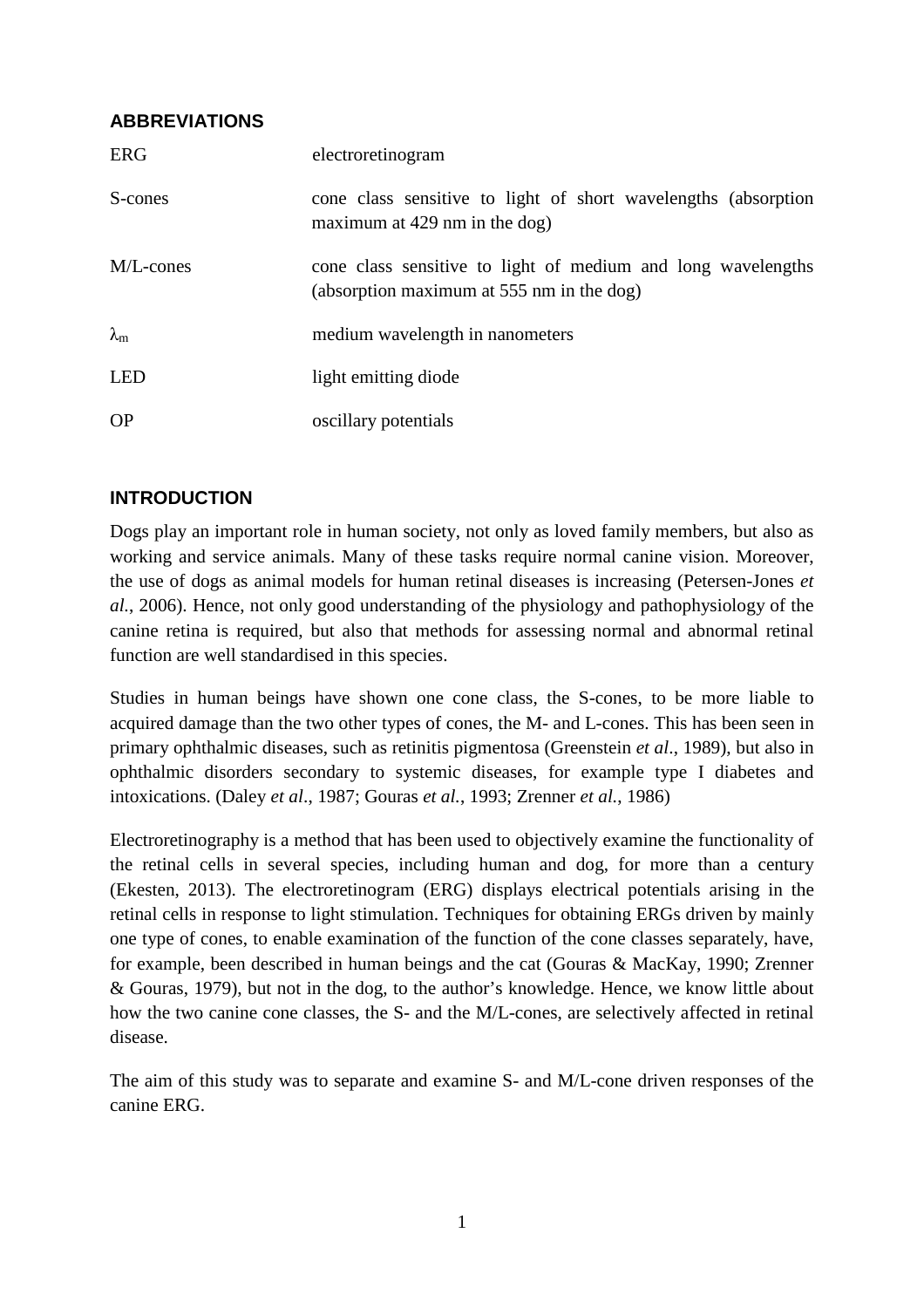## ABBREVIATIONS

| | |
|---|---|
| ERG | electroretinogram |
| S-cones | cone class sensitive to light of short wavelengths (absorption maximum at 429 nm in the dog) |
| M/L-cones | cone class sensitive to light of medium and long wavelengths (absorption maximum at 555 nm in the dog) |
| $\lambda_m$ | medium wavelength in nanometers |
| LED | light emitting diode |
| OP | oscillary potentials |

## INTRODUCTION

Dogs play an important role in human society, not only as loved family members, but also as working and service animals. Many of these tasks require normal canine vision. Moreover, the use of dogs as animal models for human retinal diseases is increasing (Petersen-Jones *et al.*, 2006). Hence, not only good understanding of the physiology and pathophysiology of the canine retina is required, but also that methods for assessing normal and abnormal retinal function are well standardised in this species.

Studies in human beings have shown one cone class, the S-cones, to be more liable to acquired damage than the two other types of cones, the M- and L-cones. This has been seen in primary ophthalmic diseases, such as retinitis pigmentosa (Greenstein *et al*., 1989), but also in ophthalmic disorders secondary to systemic diseases, for example type I diabetes and intoxications. (Daley *et al*., 1987; Gouras *et al.*, 1993; Zrenner *et al.*, 1986)

Electroretinography is a method that has been used to objectively examine the functionality of the retinal cells in several species, including human and dog, for more than a century (Ekesten, 2013). The electroretinogram (ERG) displays electrical potentials arising in the retinal cells in response to light stimulation. Techniques for obtaining ERGs driven by mainly one type of cones, to enable examination of the function of the cone classes separately, have, for example, been described in human beings and the cat (Gouras & MacKay, 1990; Zrenner & Gouras, 1979), but not in the dog, to the author's knowledge. Hence, we know little about how the two canine cone classes, the S- and the M/L-cones, are selectively affected in retinal disease.

The aim of this study was to separate and examine S- and M/L-cone driven responses of the canine ERG.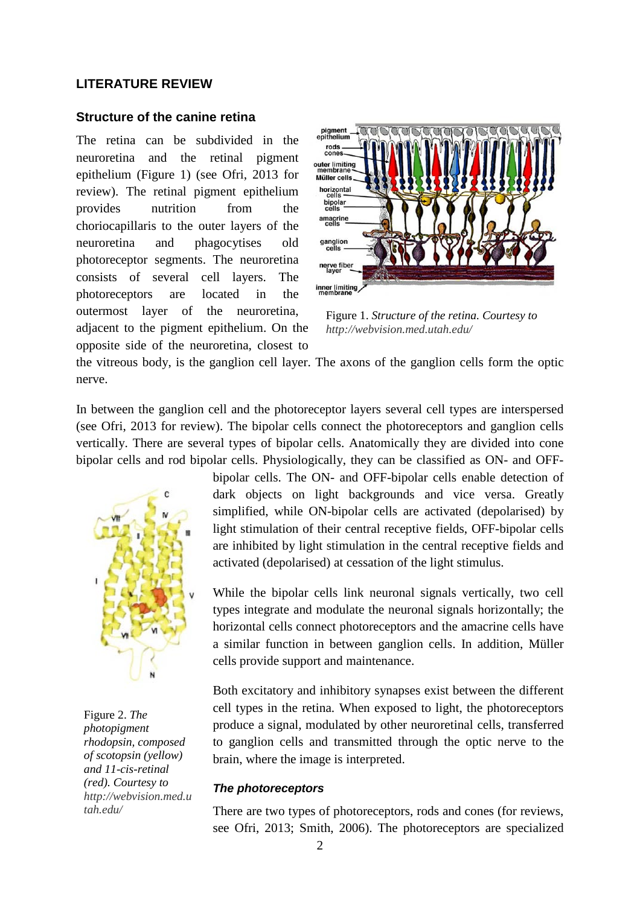## LITERATURE REVIEW

### Structure of the canine retina

The retina can be subdivided in the neuroretina and the retinal pigment epithelium (Figure 1) (see Ofri, 2013 for review). The retinal pigment epithelium provides nutrition from the choriocapillaris to the outer layers of the neuroretina and phagocytises old photoreceptor segments. The neuroretina consists of several cell layers. The photoreceptors are located in the outermost layer of the neuroretina, adjacent to the pigment epithelium. On the opposite side of the neuroretina, closest to the vitreous body, is the ganglion cell layer. The axons of the ganglion cells form the optic nerve.

Figure 1. *Structure of the retina. Courtesy to http://webvision.med.utah.edu/*

In between the ganglion cell and the photoreceptor layers several cell types are interspersed (see Ofri, 2013 for review). The bipolar cells connect the photoreceptors and ganglion cells vertically. There are several types of bipolar cells. Anatomically they are divided into cone bipolar cells and rod bipolar cells. Physiologically, they can be classified as ON- and OFF-bipolar cells. The ON- and OFF-bipolar cells enable detection of dark objects on light backgrounds and vice versa. Greatly simplified, while ON-bipolar cells are activated (depolarised) by light stimulation of their central receptive fields, OFF-bipolar cells are inhibited by light stimulation in the central receptive fields and activated (depolarised) at cessation of the light stimulus.

Figure 2. *The photopigment rhodopsin, composed of scotopsin (yellow) and 11-cis-retinal (red). Courtesy to http://webvision.med.utah.edu/*

While the bipolar cells link neuronal signals vertically, two cell types integrate and modulate the neuronal signals horizontally; the horizontal cells connect photoreceptors and the amacrine cells have a similar function in between ganglion cells. In addition, Müller cells provide support and maintenance.

Both excitatory and inhibitory synapses exist between the different cell types in the retina. When exposed to light, the photoreceptors produce a signal, modulated by other neuroretinal cells, transferred to ganglion cells and transmitted through the optic nerve to the brain, where the image is interpreted.

#### *The photoreceptors*

There are two types of photoreceptors, rods and cones (for reviews, see Ofri, 2013; Smith, 2006). The photoreceptors are specialized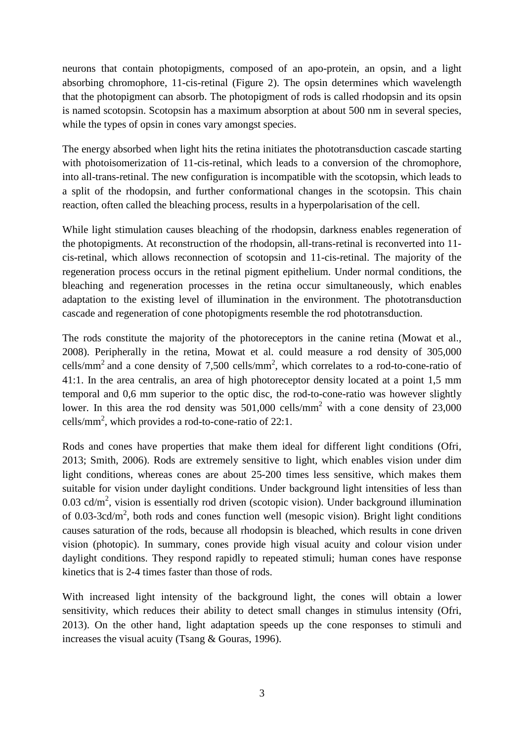neurons that contain photopigments, composed of an apo-protein, an opsin, and a light absorbing chromophore, 11-cis-retinal (Figure 2). The opsin determines which wavelength that the photopigment can absorb. The photopigment of rods is called rhodopsin and its opsin is named scotopsin. Scotopsin has a maximum absorption at about 500 nm in several species, while the types of opsin in cones vary amongst species.

The energy absorbed when light hits the retina initiates the phototransduction cascade starting with photoisomerization of 11-cis-retinal, which leads to a conversion of the chromophore, into all-trans-retinal. The new configuration is incompatible with the scotopsin, which leads to a split of the rhodopsin, and further conformational changes in the scotopsin. This chain reaction, often called the bleaching process, results in a hyperpolarisation of the cell.

While light stimulation causes bleaching of the rhodopsin, darkness enables regeneration of the photopigments. At reconstruction of the rhodopsin, all-trans-retinal is reconverted into 11-cis-retinal, which allows reconnection of scotopsin and 11-cis-retinal. The majority of the regeneration process occurs in the retinal pigment epithelium. Under normal conditions, the bleaching and regeneration processes in the retina occur simultaneously, which enables adaptation to the existing level of illumination in the environment. The phototransduction cascade and regeneration of cone photopigments resemble the rod phototransduction.

The rods constitute the majority of the photoreceptors in the canine retina (Mowat et al., 2008). Peripherally in the retina, Mowat et al. could measure a rod density of 305,000 cells/mm$^2$ and a cone density of 7,500 cells/mm$^2$, which correlates to a rod-to-cone-ratio of 41:1. In the area centralis, an area of high photoreceptor density located at a point 1,5 mm temporal and 0,6 mm superior to the optic disc, the rod-to-cone-ratio was however slightly lower. In this area the rod density was 501,000 cells/mm$^2$ with a cone density of 23,000 cells/mm$^2$, which provides a rod-to-cone-ratio of 22:1.

Rods and cones have properties that make them ideal for different light conditions (Ofri, 2013; Smith, 2006). Rods are extremely sensitive to light, which enables vision under dim light conditions, whereas cones are about 25-200 times less sensitive, which makes them suitable for vision under daylight conditions. Under background light intensities of less than 0.03 cd/m$^2$, vision is essentially rod driven (scotopic vision). Under background illumination of 0.03-3cd/m$^2$, both rods and cones function well (mesopic vision). Bright light conditions causes saturation of the rods, because all rhodopsin is bleached, which results in cone driven vision (photopic). In summary, cones provide high visual acuity and colour vision under daylight conditions. They respond rapidly to repeated stimuli; human cones have response kinetics that is 2-4 times faster than those of rods.

With increased light intensity of the background light, the cones will obtain a lower sensitivity, which reduces their ability to detect small changes in stimulus intensity (Ofri, 2013). On the other hand, light adaptation speeds up the cone responses to stimuli and increases the visual acuity (Tsang & Gouras, 1996).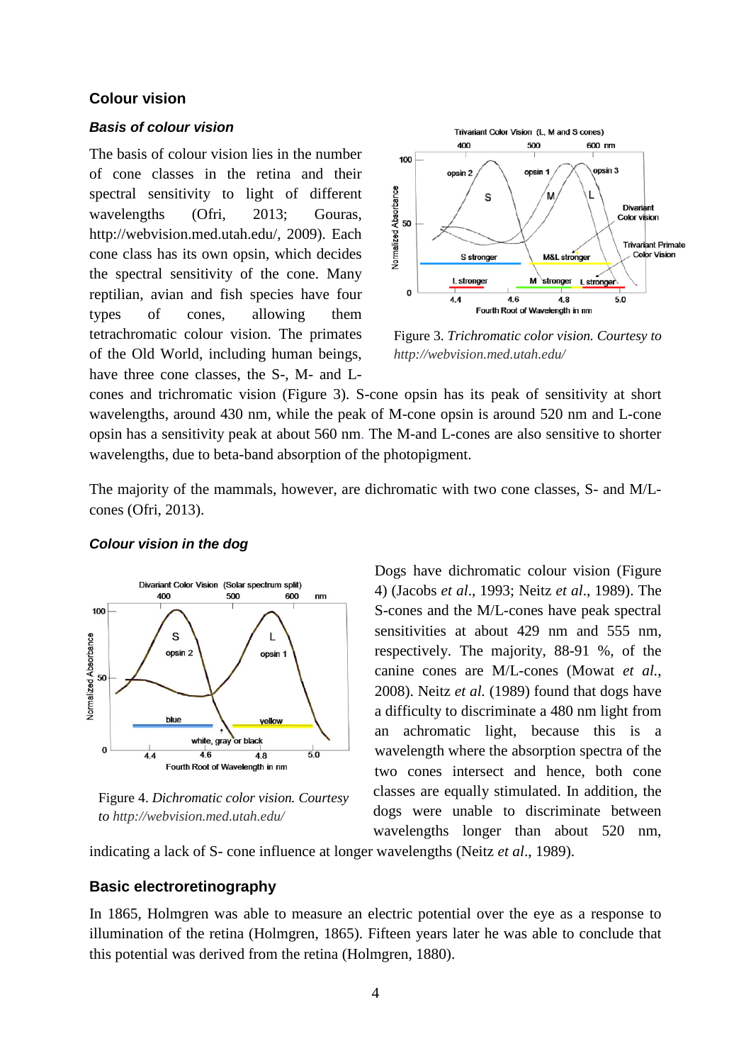## Colour vision

### *Basis of colour vision*

The basis of colour vision lies in the number of cone classes in the retina and their spectral sensitivity to light of different wavelengths (Ofri, 2013; Gouras, http://webvision.med.utah.edu/, 2009). Each cone class has its own opsin, which decides the spectral sensitivity of the cone. Many reptilian, avian and fish species have four types of cones, allowing them tetrachromatic colour vision. The primates of the Old World, including human beings, have three cone classes, the S-, M- and L-cones and trichromatic vision (Figure 3). S-cone opsin has its peak of sensitivity at short wavelengths, around 430 nm, while the peak of M-cone opsin is around 520 nm and L-cone opsin has a sensitivity peak at about 560 nm. The M-and L-cones are also sensitive to shorter wavelengths, due to beta-band absorption of the photopigment.

Figure 3. *Trichromatic color vision. Courtesy to http://webvision.med.utah.edu/*

The majority of the mammals, however, are dichromatic with two cone classes, S- and M/L-cones (Ofri, 2013).

### *Colour vision in the dog*

Dogs have dichromatic colour vision (Figure 4) (Jacobs *et al*., 1993; Neitz *et al*., 1989). The S-cones and the M/L-cones have peak spectral sensitivities at about 429 nm and 555 nm, respectively. The majority, 88-91 %, of the canine cones are M/L-cones (Mowat *et al.*, 2008). Neitz *et al.* (1989) found that dogs have a difficulty to discriminate a 480 nm light from an achromatic light, because this is a wavelength where the absorption spectra of the two cones intersect and hence, both cone classes are equally stimulated. In addition, the dogs were unable to discriminate between wavelengths longer than about 520 nm, indicating a lack of S- cone influence at longer wavelengths (Neitz *et al*., 1989).

Figure 4. *Dichromatic color vision. Courtesy to http://webvision.med.utah.edu/*

## Basic electroretinography

In 1865, Holmgren was able to measure an electric potential over the eye as a response to illumination of the retina (Holmgren, 1865). Fifteen years later he was able to conclude that this potential was derived from the retina (Holmgren, 1880).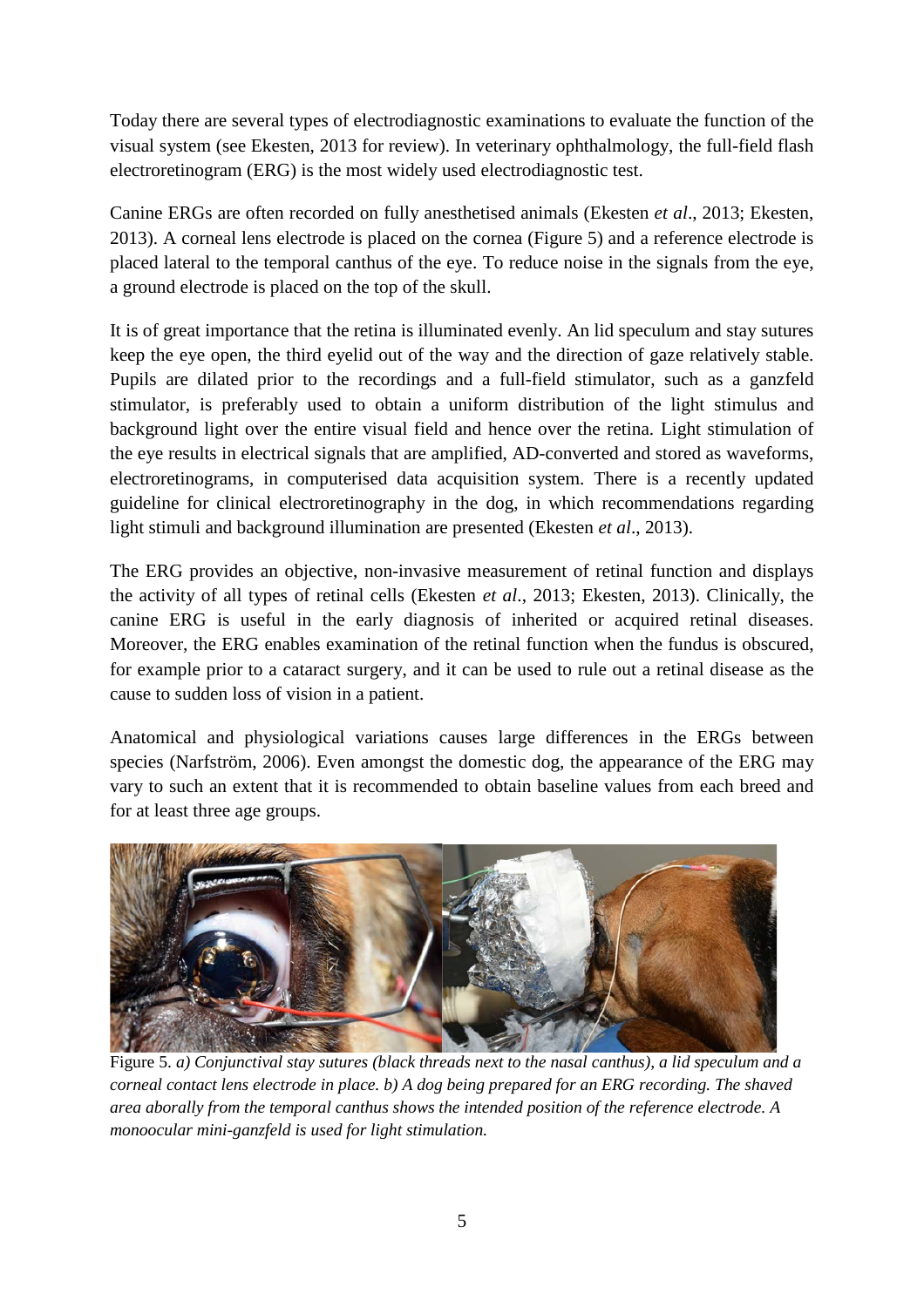Today there are several types of electrodiagnostic examinations to evaluate the function of the visual system (see Ekesten, 2013 for review). In veterinary ophthalmology, the full-field flash electroretinogram (ERG) is the most widely used electrodiagnostic test.

Canine ERGs are often recorded on fully anesthetised animals (Ekesten *et al*., 2013; Ekesten, 2013). A corneal lens electrode is placed on the cornea (Figure 5) and a reference electrode is placed lateral to the temporal canthus of the eye. To reduce noise in the signals from the eye, a ground electrode is placed on the top of the skull.

It is of great importance that the retina is illuminated evenly. An lid speculum and stay sutures keep the eye open, the third eyelid out of the way and the direction of gaze relatively stable. Pupils are dilated prior to the recordings and a full-field stimulator, such as a ganzfeld stimulator, is preferably used to obtain a uniform distribution of the light stimulus and background light over the entire visual field and hence over the retina. Light stimulation of the eye results in electrical signals that are amplified, AD-converted and stored as waveforms, electroretinograms, in computerised data acquisition system. There is a recently updated guideline for clinical electroretinography in the dog, in which recommendations regarding light stimuli and background illumination are presented (Ekesten *et al*., 2013).

The ERG provides an objective, non-invasive measurement of retinal function and displays the activity of all types of retinal cells (Ekesten *et al*., 2013; Ekesten, 2013). Clinically, the canine ERG is useful in the early diagnosis of inherited or acquired retinal diseases. Moreover, the ERG enables examination of the retinal function when the fundus is obscured, for example prior to a cataract surgery, and it can be used to rule out a retinal disease as the cause to sudden loss of vision in a patient.

Anatomical and physiological variations causes large differences in the ERGs between species (Narfström, 2006). Even amongst the domestic dog, the appearance of the ERG may vary to such an extent that it is recommended to obtain baseline values from each breed and for at least three age groups.

Figure 5. *a) Conjunctival stay sutures (black threads next to the nasal canthus), a lid speculum and a corneal contact lens electrode in place. b) A dog being prepared for an ERG recording. The shaved area aborally from the temporal canthus shows the intended position of the reference electrode. A monoocular mini-ganzfeld is used for light stimulation.*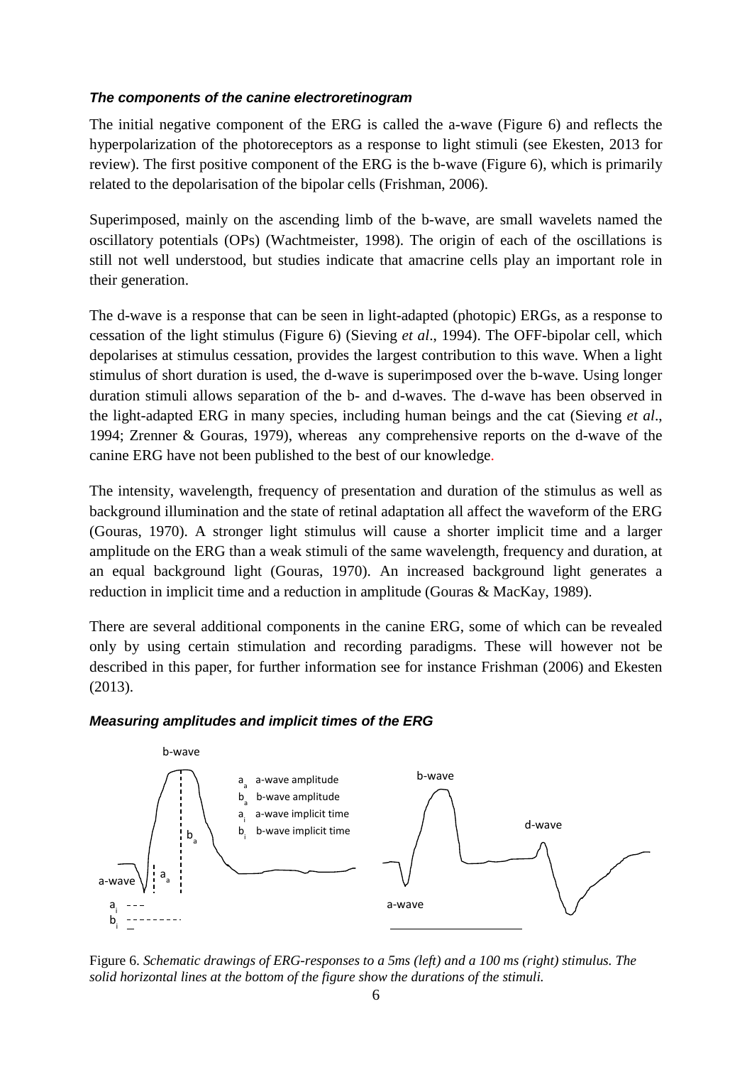### *The components of the canine electroretinogram*

The initial negative component of the ERG is called the a-wave (Figure 6) and reflects the hyperpolarization of the photoreceptors as a response to light stimuli (see Ekesten, 2013 for review). The first positive component of the ERG is the b-wave (Figure 6), which is primarily related to the depolarisation of the bipolar cells (Frishman, 2006).

Superimposed, mainly on the ascending limb of the b-wave, are small wavelets named the oscillatory potentials (OPs) (Wachtmeister, 1998). The origin of each of the oscillations is still not well understood, but studies indicate that amacrine cells play an important role in their generation.

The d-wave is a response that can be seen in light-adapted (photopic) ERGs, as a response to cessation of the light stimulus (Figure 6) (Sieving *et al*., 1994). The OFF-bipolar cell, which depolarises at stimulus cessation, provides the largest contribution to this wave. When a light stimulus of short duration is used, the d-wave is superimposed over the b-wave. Using longer duration stimuli allows separation of the b- and d-waves. The d-wave has been observed in the light-adapted ERG in many species, including human beings and the cat (Sieving *et al*., 1994; Zrenner & Gouras, 1979), whereas any comprehensive reports on the d-wave of the canine ERG have not been published to the best of our knowledge.

The intensity, wavelength, frequency of presentation and duration of the stimulus as well as background illumination and the state of retinal adaptation all affect the waveform of the ERG (Gouras, 1970). A stronger light stimulus will cause a shorter implicit time and a larger amplitude on the ERG than a weak stimuli of the same wavelength, frequency and duration, at an equal background light (Gouras, 1970). An increased background light generates a reduction in implicit time and a reduction in amplitude (Gouras & MacKay, 1989).

There are several additional components in the canine ERG, some of which can be revealed only by using certain stimulation and recording paradigms. These will however not be described in this paper, for further information see for instance Frishman (2006) and Ekesten (2013).

### *Measuring amplitudes and implicit times of the ERG*

$a_a$ a-wave amplitude
$b_a$ b-wave amplitude
$a_i$ a-wave implicit time
$b_i$ b-wave implicit time

Figure 6. *Schematic drawings of ERG-responses to a 5ms (left) and a 100 ms (right) stimulus. The solid horizontal lines at the bottom of the figure show the durations of the stimuli.*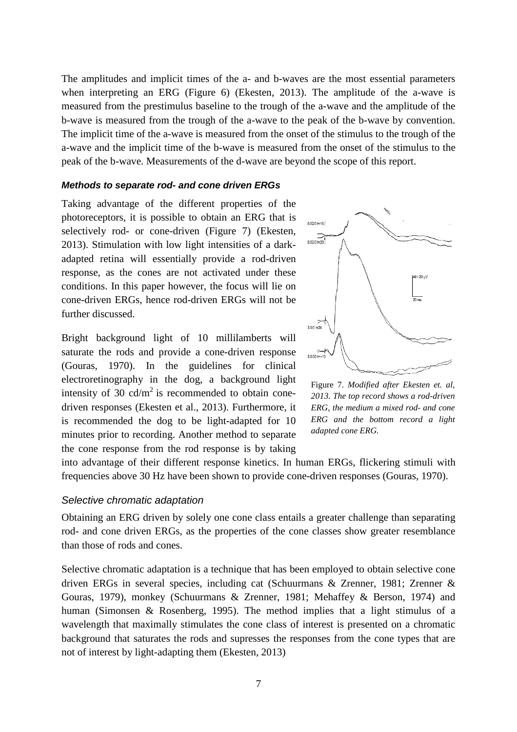The amplitudes and implicit times of the a- and b-waves are the most essential parameters when interpreting an ERG (Figure 6) (Ekesten, 2013). The amplitude of the a-wave is measured from the prestimulus baseline to the trough of the a-wave and the amplitude of the b-wave is measured from the trough of the a-wave to the peak of the b-wave by convention. The implicit time of the a-wave is measured from the onset of the stimulus to the trough of the a-wave and the implicit time of the b-wave is measured from the onset of the stimulus to the peak of the b-wave. Measurements of the d-wave are beyond the scope of this report.

#### ***Methods to separate rod- and cone driven ERGs***

Taking advantage of the different properties of the photoreceptors, it is possible to obtain an ERG that is selectively rod- or cone-driven (Figure 7) (Ekesten, 2013). Stimulation with low light intensities of a dark-adapted retina will essentially provide a rod-driven response, as the cones are not activated under these conditions. In this paper however, the focus will lie on cone-driven ERGs, hence rod-driven ERGs will not be further discussed.

Bright background light of 10 millilamberts will saturate the rods and provide a cone-driven response (Gouras, 1970). In the guidelines for clinical electroretinography in the dog, a background light intensity of 30 cd/m$^2$ is recommended to obtain cone-driven responses (Ekesten et al., 2013). Furthermore, it is recommended the dog to be light-adapted for 10 minutes prior to recording. Another method to separate the cone response from the rod response is by taking into advantage of their different response kinetics. In human ERGs, flickering stimuli with frequencies above 30 Hz have been shown to provide cone-driven responses (Gouras, 1970).

Figure 7. *Modified after Ekesten et. al, 2013. The top record shows a rod-driven ERG, the medium a mixed rod- and cone ERG and the bottom record a light adapted cone ERG.*

#### *Selective chromatic adaptation*

Obtaining an ERG driven by solely one cone class entails a greater challenge than separating rod- and cone driven ERGs, as the properties of the cone classes show greater resemblance than those of rods and cones.

Selective chromatic adaptation is a technique that has been employed to obtain selective cone driven ERGs in several species, including cat (Schuurmans & Zrenner, 1981; Zrenner & Gouras, 1979), monkey (Schuurmans & Zrenner, 1981; Mehaffey & Berson, 1974) and human (Simonsen & Rosenberg, 1995). The method implies that a light stimulus of a wavelength that maximally stimulates the cone class of interest is presented on a chromatic background that saturates the rods and supresses the responses from the cone types that are not of interest by light-adapting them (Ekesten, 2013)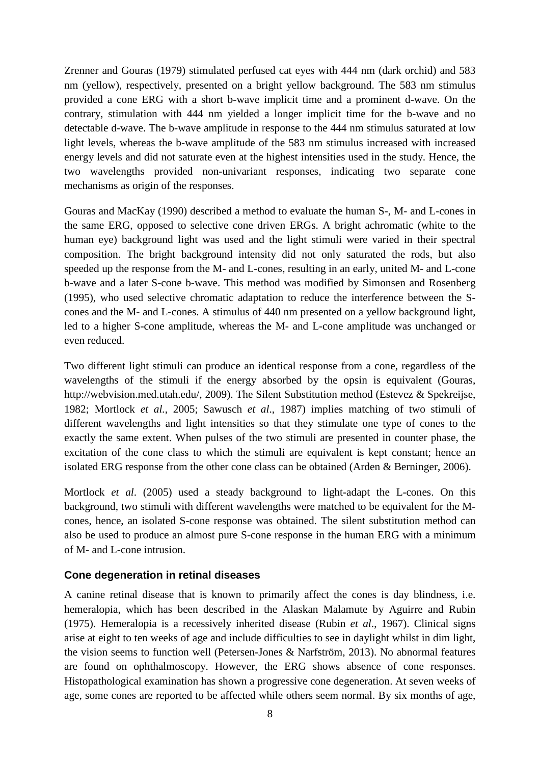Zrenner and Gouras (1979) stimulated perfused cat eyes with 444 nm (dark orchid) and 583 nm (yellow), respectively, presented on a bright yellow background. The 583 nm stimulus provided a cone ERG with a short b-wave implicit time and a prominent d-wave. On the contrary, stimulation with 444 nm yielded a longer implicit time for the b-wave and no detectable d-wave. The b-wave amplitude in response to the 444 nm stimulus saturated at low light levels, whereas the b-wave amplitude of the 583 nm stimulus increased with increased energy levels and did not saturate even at the highest intensities used in the study. Hence, the two wavelengths provided non-univariant responses, indicating two separate cone mechanisms as origin of the responses.

Gouras and MacKay (1990) described a method to evaluate the human S-, M- and L-cones in the same ERG, opposed to selective cone driven ERGs. A bright achromatic (white to the human eye) background light was used and the light stimuli were varied in their spectral composition. The bright background intensity did not only saturated the rods, but also speeded up the response from the M- and L-cones, resulting in an early, united M- and L-cone b-wave and a later S-cone b-wave. This method was modified by Simonsen and Rosenberg (1995), who used selective chromatic adaptation to reduce the interference between the S-cones and the M- and L-cones. A stimulus of 440 nm presented on a yellow background light, led to a higher S-cone amplitude, whereas the M- and L-cone amplitude was unchanged or even reduced.

Two different light stimuli can produce an identical response from a cone, regardless of the wavelengths of the stimuli if the energy absorbed by the opsin is equivalent (Gouras, http://webvision.med.utah.edu/, 2009). The Silent Substitution method (Estevez & Spekreijse, 1982; Mortlock *et al.*, 2005; Sawusch *et al*., 1987) implies matching of two stimuli of different wavelengths and light intensities so that they stimulate one type of cones to the exactly the same extent. When pulses of the two stimuli are presented in counter phase, the excitation of the cone class to which the stimuli are equivalent is kept constant; hence an isolated ERG response from the other cone class can be obtained (Arden & Berninger, 2006).

Mortlock *et al*. (2005) used a steady background to light-adapt the L-cones. On this background, two stimuli with different wavelengths were matched to be equivalent for the M-cones, hence, an isolated S-cone response was obtained. The silent substitution method can also be used to produce an almost pure S-cone response in the human ERG with a minimum of M- and L-cone intrusion.

### Cone degeneration in retinal diseases

A canine retinal disease that is known to primarily affect the cones is day blindness, i.e. hemeralopia, which has been described in the Alaskan Malamute by Aguirre and Rubin (1975). Hemeralopia is a recessively inherited disease (Rubin *et al*., 1967). Clinical signs arise at eight to ten weeks of age and include difficulties to see in daylight whilst in dim light, the vision seems to function well (Petersen-Jones & Narfström, 2013). No abnormal features are found on ophthalmoscopy. However, the ERG shows absence of cone responses. Histopathological examination has shown a progressive cone degeneration. At seven weeks of age, some cones are reported to be affected while others seem normal. By six months of age,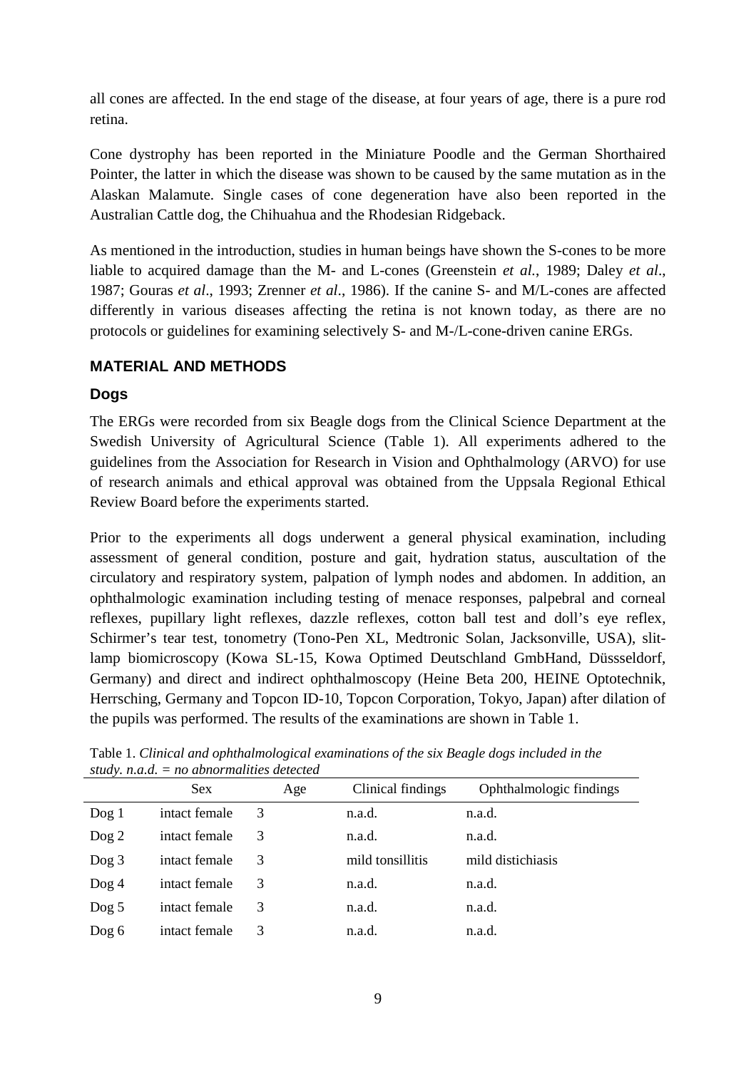all cones are affected. In the end stage of the disease, at four years of age, there is a pure rod retina.

Cone dystrophy has been reported in the Miniature Poodle and the German Shorthaired Pointer, the latter in which the disease was shown to be caused by the same mutation as in the Alaskan Malamute. Single cases of cone degeneration have also been reported in the Australian Cattle dog, the Chihuahua and the Rhodesian Ridgeback.

As mentioned in the introduction, studies in human beings have shown the S-cones to be more liable to acquired damage than the M- and L-cones (Greenstein *et al.*, 1989; Daley *et al*., 1987; Gouras *et al*., 1993; Zrenner *et al*., 1986). If the canine S- and M/L-cones are affected differently in various diseases affecting the retina is not known today, as there are no protocols or guidelines for examining selectively S- and M-/L-cone-driven canine ERGs.

## MATERIAL AND METHODS

### Dogs

The ERGs were recorded from six Beagle dogs from the Clinical Science Department at the Swedish University of Agricultural Science (Table 1). All experiments adhered to the guidelines from the Association for Research in Vision and Ophthalmology (ARVO) for use of research animals and ethical approval was obtained from the Uppsala Regional Ethical Review Board before the experiments started.

Prior to the experiments all dogs underwent a general physical examination, including assessment of general condition, posture and gait, hydration status, auscultation of the circulatory and respiratory system, palpation of lymph nodes and abdomen. In addition, an ophthalmologic examination including testing of menace responses, palpebral and corneal reflexes, pupillary light reflexes, dazzle reflexes, cotton ball test and doll's eye reflex, Schirmer's tear test, tonometry (Tono-Pen XL, Medtronic Solan, Jacksonville, USA), slit-lamp biomicroscopy (Kowa SL-15, Kowa Optimed Deutschland GmbHand, Düssseldorf, Germany) and direct and indirect ophthalmoscopy (Heine Beta 200, HEINE Optotechnik, Herrsching, Germany and Topcon ID-10, Topcon Corporation, Tokyo, Japan) after dilation of the pupils was performed. The results of the examinations are shown in Table 1.

Table 1. *Clinical and ophthalmological examinations of the six Beagle dogs included in the study. n.a.d. = no abnormalities detected*

| | Sex | Age | Clinical findings | Ophthalmologic findings |
|---|---|---|---|---|
| Dog 1 | intact female | 3 | n.a.d. | n.a.d. |
| Dog 2 | intact female | 3 | n.a.d. | n.a.d. |
| Dog 3 | intact female | 3 | mild tonsillitis | mild distichiasis |
| Dog 4 | intact female | 3 | n.a.d. | n.a.d. |
| Dog 5 | intact female | 3 | n.a.d. | n.a.d. |
| Dog 6 | intact female | 3 | n.a.d. | n.a.d. |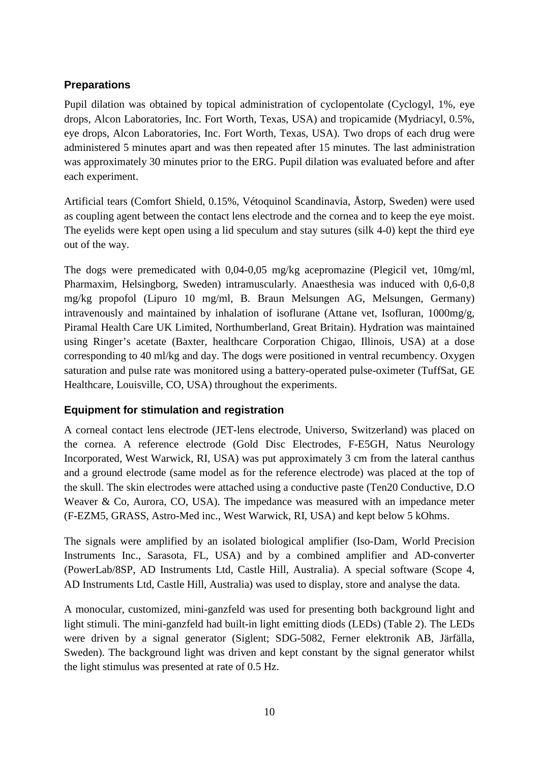## Preparations

Pupil dilation was obtained by topical administration of cyclopentolate (Cyclogyl, 1%, eye drops, Alcon Laboratories, Inc. Fort Worth, Texas, USA) and tropicamide (Mydriacyl, 0.5%, eye drops, Alcon Laboratories, Inc. Fort Worth, Texas, USA). Two drops of each drug were administered 5 minutes apart and was then repeated after 15 minutes. The last administration was approximately 30 minutes prior to the ERG. Pupil dilation was evaluated before and after each experiment.

Artificial tears (Comfort Shield, 0.15%, Vétoquinol Scandinavia, Åstorp, Sweden) were used as coupling agent between the contact lens electrode and the cornea and to keep the eye moist. The eyelids were kept open using a lid speculum and stay sutures (silk 4-0) kept the third eye out of the way.

The dogs were premedicated with 0,04-0,05 mg/kg acepromazine (Plegicil vet, 10mg/ml, Pharmaxim, Helsingborg, Sweden) intramuscularly. Anaesthesia was induced with 0,6-0,8 mg/kg propofol (Lipuro 10 mg/ml, B. Braun Melsungen AG, Melsungen, Germany) intravenously and maintained by inhalation of isoflurane (Attane vet, Isofluran, 1000mg/g, Piramal Health Care UK Limited, Northumberland, Great Britain). Hydration was maintained using Ringer's acetate (Baxter, healthcare Corporation Chigao, Illinois, USA) at a dose corresponding to 40 ml/kg and day. The dogs were positioned in ventral recumbency. Oxygen saturation and pulse rate was monitored using a battery-operated pulse-oximeter (TuffSat, GE Healthcare, Louisville, CO, USA) throughout the experiments.

## Equipment for stimulation and registration

A corneal contact lens electrode (JET-lens electrode, Universo, Switzerland) was placed on the cornea. A reference electrode (Gold Disc Electrodes, F-E5GH, Natus Neurology Incorporated, West Warwick, RI, USA) was put approximately 3 cm from the lateral canthus and a ground electrode (same model as for the reference electrode) was placed at the top of the skull. The skin electrodes were attached using a conductive paste (Ten20 Conductive, D.O Weaver & Co, Aurora, CO, USA). The impedance was measured with an impedance meter (F-EZM5, GRASS, Astro-Med inc., West Warwick, RI, USA) and kept below 5 kOhms.

The signals were amplified by an isolated biological amplifier (Iso-Dam, World Precision Instruments Inc., Sarasota, FL, USA) and by a combined amplifier and AD-converter (PowerLab/8SP, AD Instruments Ltd, Castle Hill, Australia). A special software (Scope 4, AD Instruments Ltd, Castle Hill, Australia) was used to display, store and analyse the data.

A monocular, customized, mini-ganzfeld was used for presenting both background light and light stimuli. The mini-ganzfeld had built-in light emitting diods (LEDs) (Table 2). The LEDs were driven by a signal generator (Siglent; SDG-5082, Ferner elektronik AB, Järfälla, Sweden). The background light was driven and kept constant by the signal generator whilst the light stimulus was presented at rate of 0.5 Hz.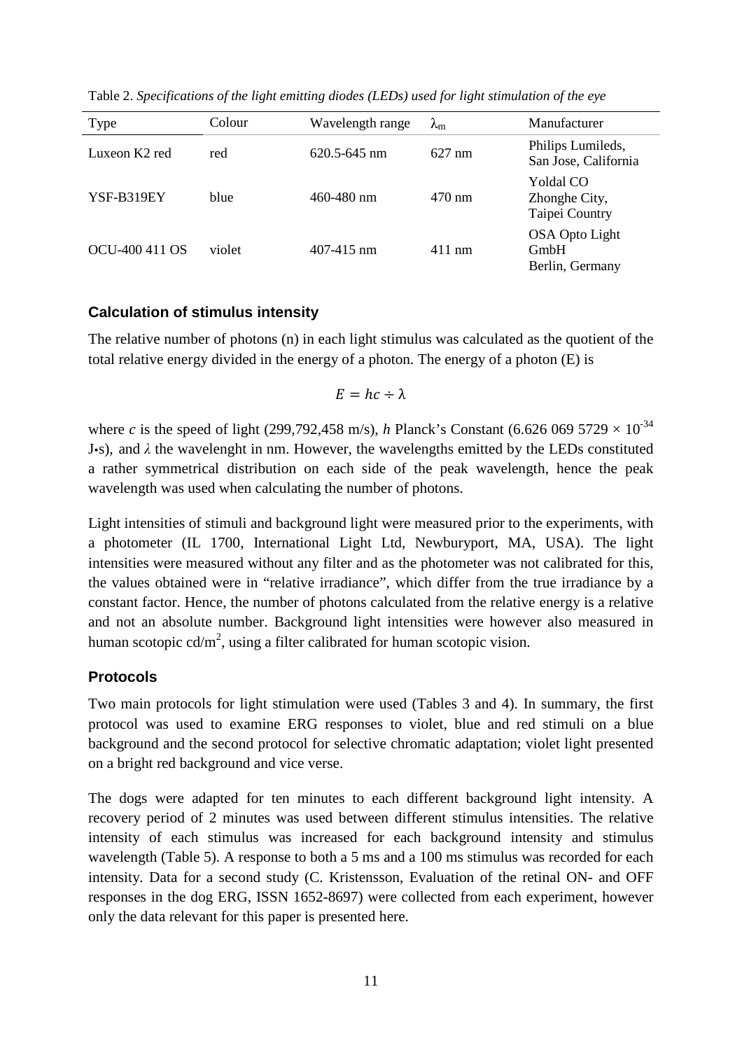Table 2. *Specifications of the light emitting diodes (LEDs) used for light stimulation of the eye*

| Type | Colour | Wavelength range | $\lambda_m$ | Manufacturer |
|---|---|---|---|---|
| Luxeon K2 red | red | 620.5-645 nm | 627 nm | Philips Lumileds, San Jose, California |
| YSF-B319EY | blue | 460-480 nm | 470 nm | Yoldal CO Zhonghe City, Taipei Country |
| OCU-400 411 OS | violet | 407-415 nm | 411 nm | OSA Opto Light GmbH Berlin, Germany |

### Calculation of stimulus intensity

The relative number of photons (n) in each light stimulus was calculated as the quotient of the total relative energy divided in the energy of a photon. The energy of a photon (E) is

$$E = hc \div \lambda$$

where *c* is the speed of light (299,792,458 m/s), *h* Planck's Constant ($6.626\ 069\ 5729 \times 10^{-34}$ J•s), and $\lambda$ the wavelenght in nm. However, the wavelengths emitted by the LEDs constituted a rather symmetrical distribution on each side of the peak wavelength, hence the peak wavelength was used when calculating the number of photons.

Light intensities of stimuli and background light were measured prior to the experiments, with a photometer (IL 1700, International Light Ltd, Newburyport, MA, USA). The light intensities were measured without any filter and as the photometer was not calibrated for this, the values obtained were in "relative irradiance", which differ from the true irradiance by a constant factor. Hence, the number of photons calculated from the relative energy is a relative and not an absolute number. Background light intensities were however also measured in human scotopic cd/m$^2$, using a filter calibrated for human scotopic vision.

### Protocols

Two main protocols for light stimulation were used (Tables 3 and 4). In summary, the first protocol was used to examine ERG responses to violet, blue and red stimuli on a blue background and the second protocol for selective chromatic adaptation; violet light presented on a bright red background and vice verse.

The dogs were adapted for ten minutes to each different background light intensity. A recovery period of 2 minutes was used between different stimulus intensities. The relative intensity of each stimulus was increased for each background intensity and stimulus wavelength (Table 5). A response to both a 5 ms and a 100 ms stimulus was recorded for each intensity. Data for a second study (C. Kristensson, Evaluation of the retinal ON- and OFF responses in the dog ERG, ISSN 1652-8697) were collected from each experiment, however only the data relevant for this paper is presented here.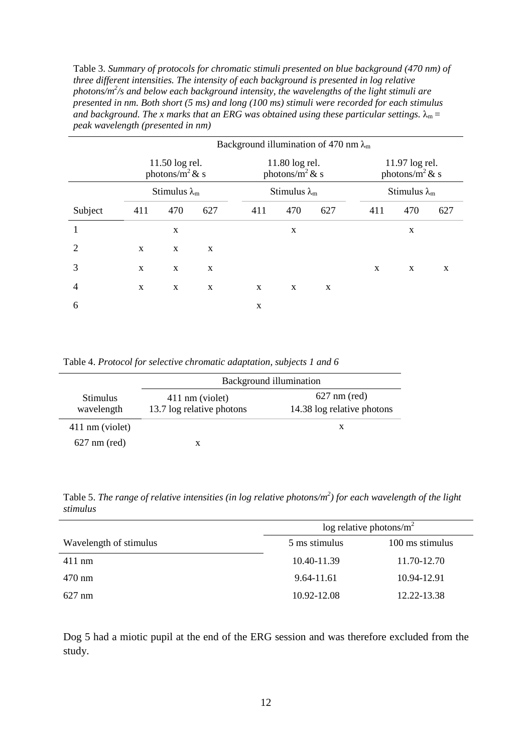Table 3. *Summary of protocols for chromatic stimuli presented on blue background (470 nm) of three different intensities. The intensity of each background is presented in log relative photons/m$^2$/s and below each background intensity, the wavelengths of the light stimuli are presented in nm. Both short (5 ms) and long (100 ms) stimuli were recorded for each stimulus and background. The x marks that an ERG was obtained using these particular settings.* $\lambda_m$ = *peak wavelength (presented in nm)*

| | Background illumination of 470 nm $\lambda_m$ | | | | | | | | |
|---|---|---|---|---|---|---|---|---|---|
| | 11.50 log rel. photons/m$^2$ & s | | | 11.80 log rel. photons/m$^2$ & s | | | 11.97 log rel. photons/m$^2$ & s | | |
| | Stimulus $\lambda_m$ | | | Stimulus $\lambda_m$ | | | Stimulus $\lambda_m$ | | |
| Subject | 411 | 470 | 627 | 411 | 470 | 627 | 411 | 470 | 627 |
| 1 | | x | | | x | | | x | |
| 2 | x | x | x | | | | | | |
| 3 | x | x | x | | | | x | x | x |
| 4 | x | x | x | x | x | x | | | |
| 6 | | | | x | | | | | |

Table 4. *Protocol for selective chromatic adaptation, subjects 1 and 6*

| | Background illumination | |
|---|---|---|
| Stimulus wavelength | 411 nm (violet) 13.7 log relative photons | 627 nm (red) 14.38 log relative photons |
| 411 nm (violet) | | x |
| 627 nm (red) | x | |

Table 5. *The range of relative intensities (in log relative photons/m$^2$) for each wavelength of the light stimulus*

| | log relative photons/m$^2$ | |
|---|---|---|
| Wavelength of stimulus | 5 ms stimulus | 100 ms stimulus |
| 411 nm | 10.40-11.39 | 11.70-12.70 |
| 470 nm | 9.64-11.61 | 10.94-12.91 |
| 627 nm | 10.92-12.08 | 12.22-13.38 |

Dog 5 had a miotic pupil at the end of the ERG session and was therefore excluded from the study.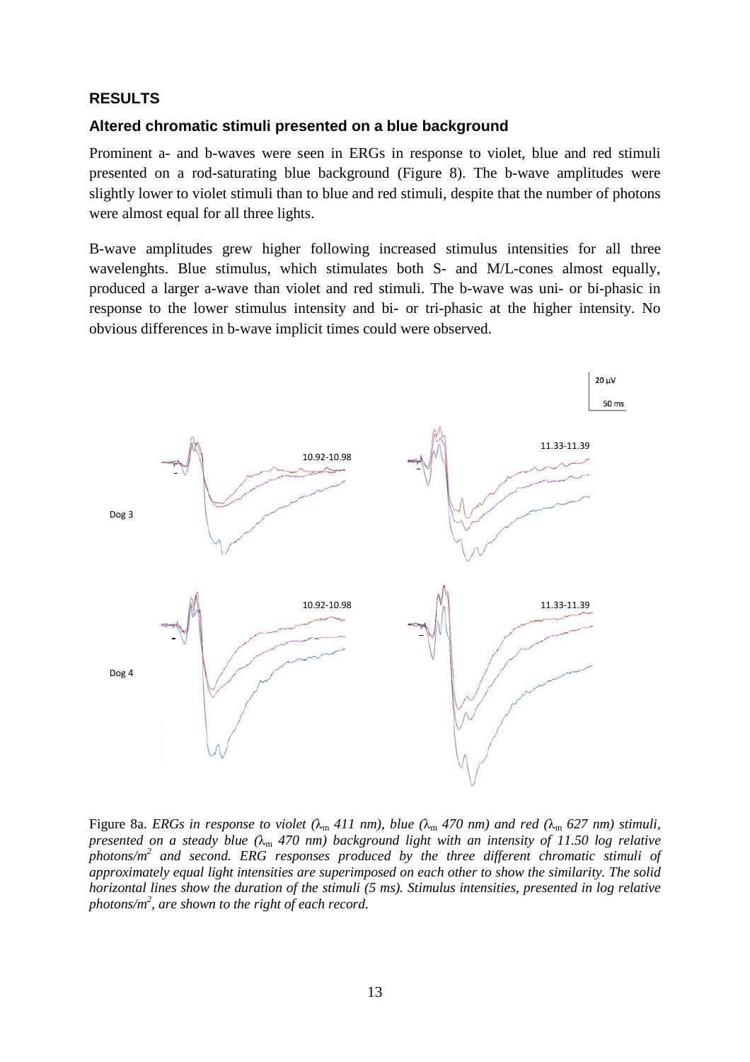## RESULTS

### Altered chromatic stimuli presented on a blue background

Prominent a- and b-waves were seen in ERGs in response to violet, blue and red stimuli presented on a rod-saturating blue background (Figure 8). The b-wave amplitudes were slightly lower to violet stimuli than to blue and red stimuli, despite that the number of photons were almost equal for all three lights.

B-wave amplitudes grew higher following increased stimulus intensities for all three wavelenghts. Blue stimulus, which stimulates both S- and M/L-cones almost equally, produced a larger a-wave than violet and red stimuli. The b-wave was uni- or bi-phasic in response to the lower stimulus intensity and bi- or tri-phasic at the higher intensity. No obvious differences in b-wave implicit times could were observed.

20 µV

50 ms

Dog 3

10.92-10.98

11.33-11.39

Dog 4

10.92-10.98

11.33-11.39

Figure 8a. *ERGs in response to violet ($\lambda_m$ 411 nm), blue ($\lambda_m$ 470 nm) and red ($\lambda_m$ 627 nm) stimuli, presented on a steady blue ($\lambda_m$ 470 nm) background light with an intensity of 11.50 log relative photons/m$^2$ and second. ERG responses produced by the three different chromatic stimuli of approximately equal light intensities are superimposed on each other to show the similarity. The solid horizontal lines show the duration of the stimuli (5 ms). Stimulus intensities, presented in log relative photons/m$^2$, are shown to the right of each record.*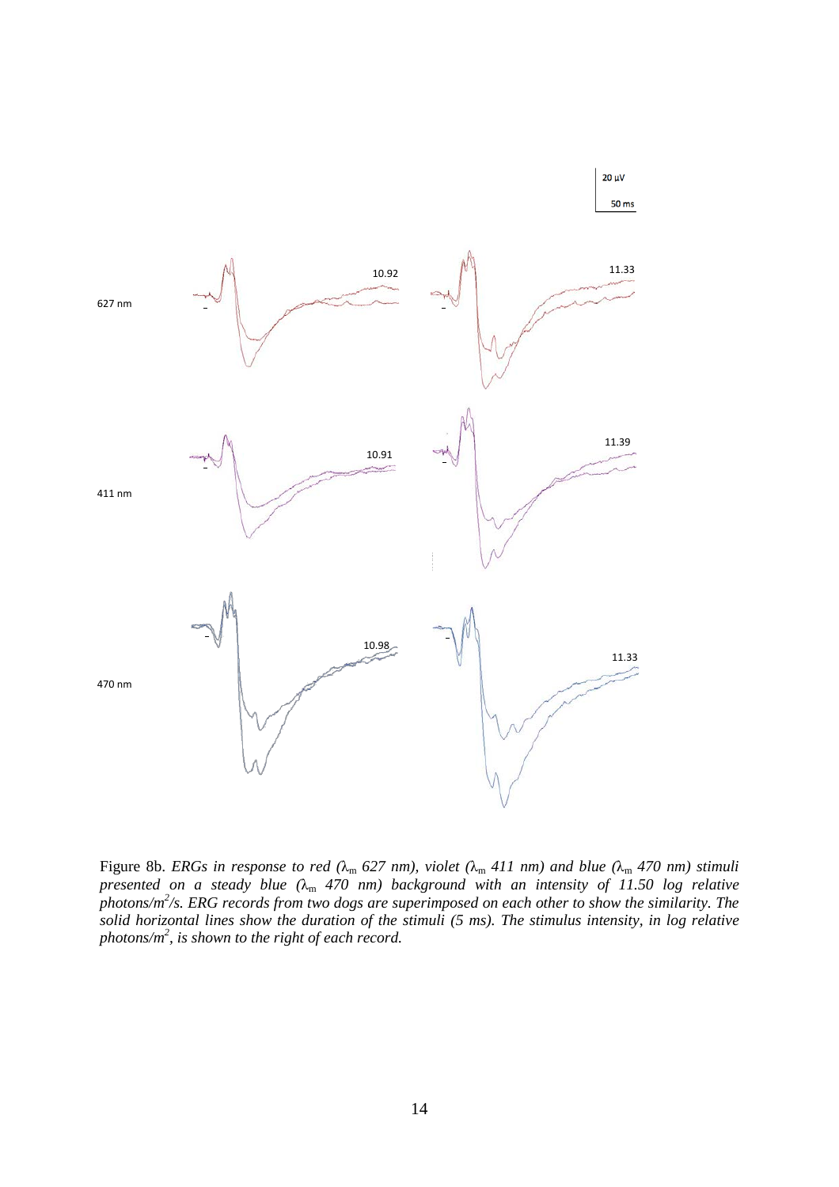Figure 8b. *ERGs in response to red ($\lambda_m$ 627 nm), violet ($\lambda_m$ 411 nm) and blue ($\lambda_m$ 470 nm) stimuli presented on a steady blue ($\lambda_m$ 470 nm) background with an intensity of 11.50 log relative photons/m$^2$/s. ERG records from two dogs are superimposed on each other to show the similarity. The solid horizontal lines show the duration of the stimuli (5 ms). The stimulus intensity, in log relative photons/m$^2$, is shown to the right of each record.*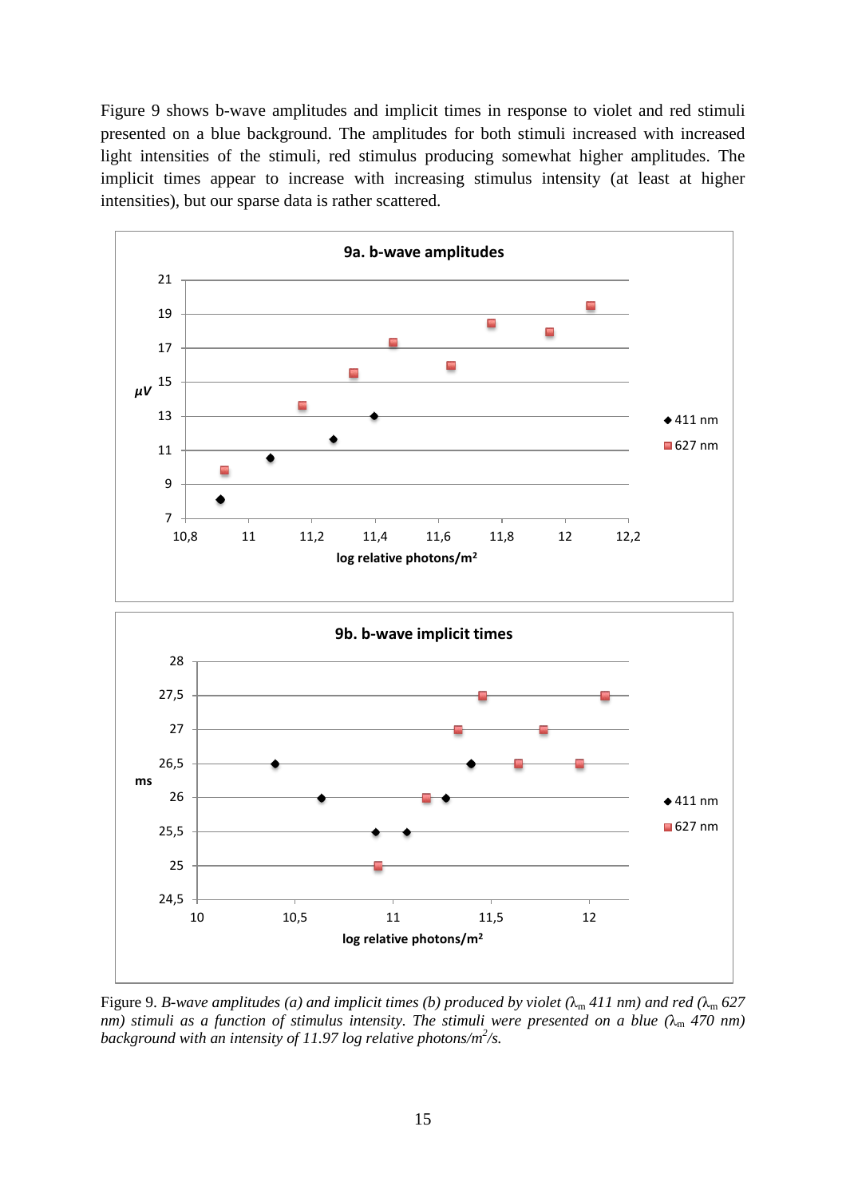Figure 9 shows b-wave amplitudes and implicit times in response to violet and red stimuli presented on a blue background. The amplitudes for both stimuli increased with increased light intensities of the stimuli, red stimulus producing somewhat higher amplitudes. The implicit times appear to increase with increasing stimulus intensity (at least at higher intensities), but our sparse data is rather scattered.

Figure 9. *B-wave amplitudes (a) and implicit times (b) produced by violet ($\lambda_m$ 411 nm) and red ($\lambda_m$ 627 nm) stimuli as a function of stimulus intensity. The stimuli were presented on a blue ($\lambda_m$ 470 nm) background with an intensity of 11.97 log relative photons/m$^2$/s.*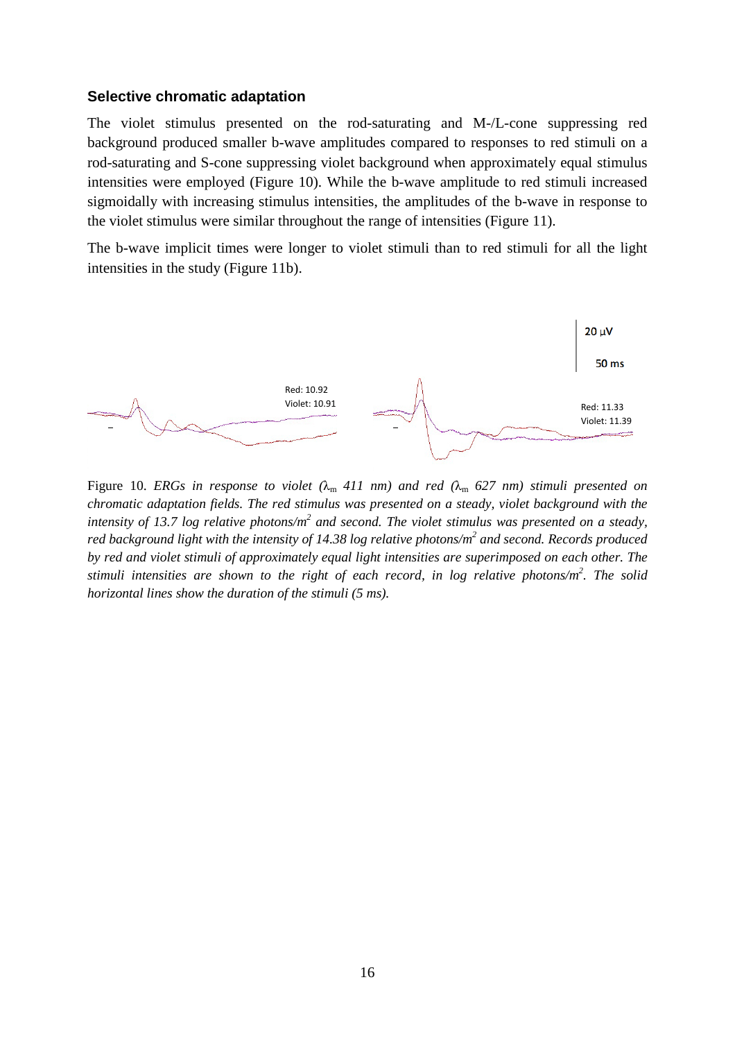### Selective chromatic adaptation

The violet stimulus presented on the rod-saturating and M-/L-cone suppressing red background produced smaller b-wave amplitudes compared to responses to red stimuli on a rod-saturating and S-cone suppressing violet background when approximately equal stimulus intensities were employed (Figure 10). While the b-wave amplitude to red stimuli increased sigmoidally with increasing stimulus intensities, the amplitudes of the b-wave in response to the violet stimulus were similar throughout the range of intensities (Figure 11).

The b-wave implicit times were longer to violet stimuli than to red stimuli for all the light intensities in the study (Figure 11b).

20 μV

50 ms

Red: 10.92
Violet: 10.91

Red: 11.33
Violet: 11.39

Figure 10. *ERGs in response to violet ($\lambda_m$ 411 nm) and red ($\lambda_m$ 627 nm) stimuli presented on chromatic adaptation fields. The red stimulus was presented on a steady, violet background with the intensity of 13.7 log relative photons/m$^2$ and second. The violet stimulus was presented on a steady, red background light with the intensity of 14.38 log relative photons/m$^2$ and second. Records produced by red and violet stimuli of approximately equal light intensities are superimposed on each other. The stimuli intensities are shown to the right of each record, in log relative photons/m$^2$. The solid horizontal lines show the duration of the stimuli (5 ms).*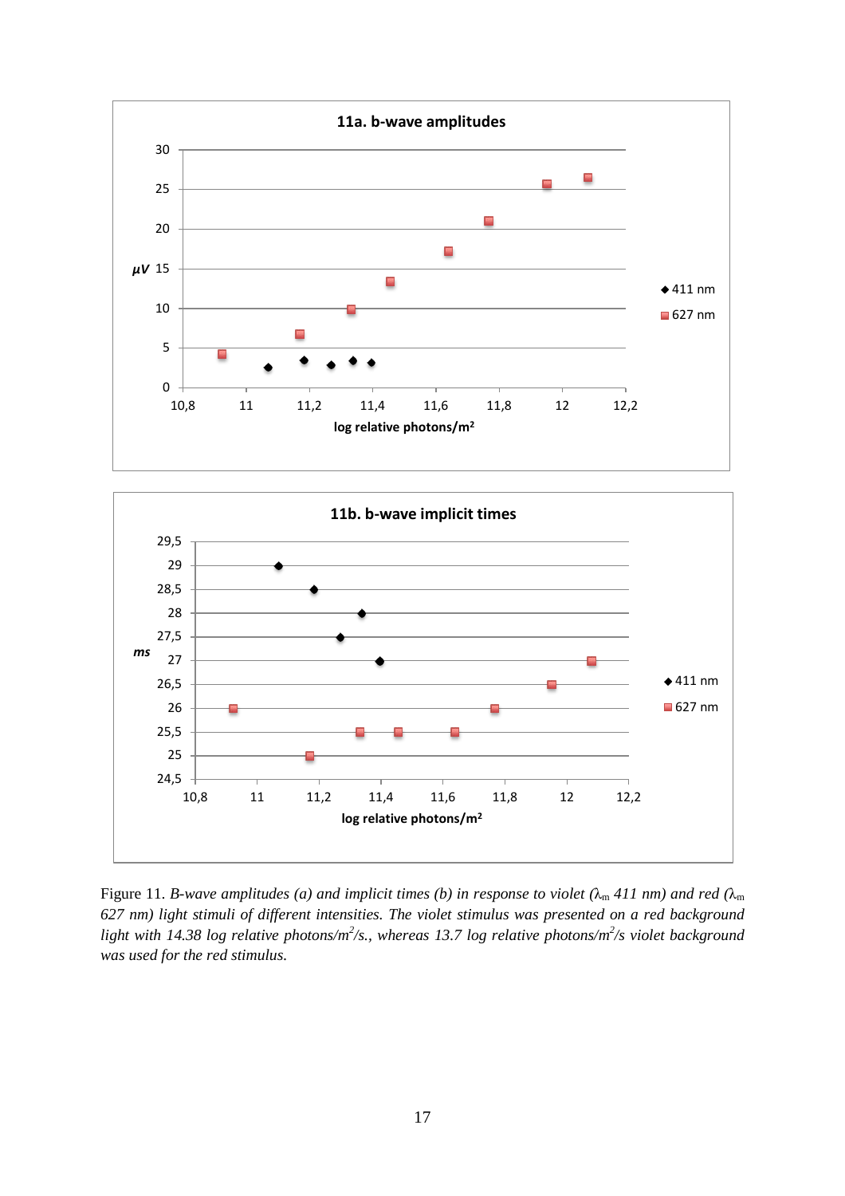**11a. b-wave amplitudes**

**11b. b-wave implicit times**

Figure 11. *B-wave amplitudes (a) and implicit times (b) in response to violet ($\lambda_m$ 411 nm) and red ($\lambda_m$ 627 nm) light stimuli of different intensities. The violet stimulus was presented on a red background light with 14.38 log relative photons/m$^2$/s., whereas 13.7 log relative photons/m$^2$/s violet background was used for the red stimulus.*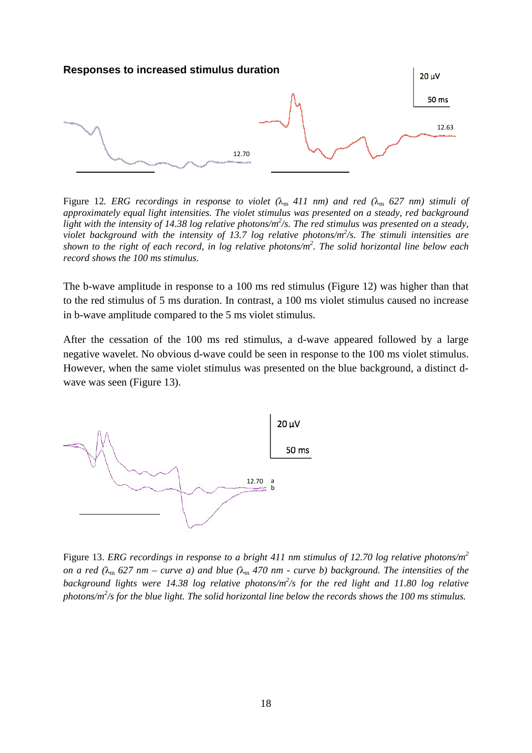**Responses to increased stimulus duration**

Figure 12. *ERG recordings in response to violet ($\lambda_m$ 411 nm) and red ($\lambda_m$ 627 nm) stimuli of approximately equal light intensities. The violet stimulus was presented on a steady, red background light with the intensity of 14.38 log relative photons/$m^2$/s. The red stimulus was presented on a steady, violet background with the intensity of 13.7 log relative photons/$m^2$/s. The stimuli intensities are shown to the right of each record, in log relative photons/$m^2$. The solid horizontal line below each record shows the 100 ms stimulus.*

The b-wave amplitude in response to a 100 ms red stimulus (Figure 12) was higher than that to the red stimulus of 5 ms duration. In contrast, a 100 ms violet stimulus caused no increase in b-wave amplitude compared to the 5 ms violet stimulus.

After the cessation of the 100 ms red stimulus, a d-wave appeared followed by a large negative wavelet. No obvious d-wave could be seen in response to the 100 ms violet stimulus. However, when the same violet stimulus was presented on the blue background, a distinct d-wave was seen (Figure 13).

Figure 13. *ERG recordings in response to a bright 411 nm stimulus of 12.70 log relative photons/$m^2$ on a red ($\lambda_m$ 627 nm – curve a) and blue ($\lambda_m$ 470 nm - curve b) background. The intensities of the background lights were 14.38 log relative photons/$m^2$/s for the red light and 11.80 log relative photons/$m^2$/s for the blue light. The solid horizontal line below the records shows the 100 ms stimulus.*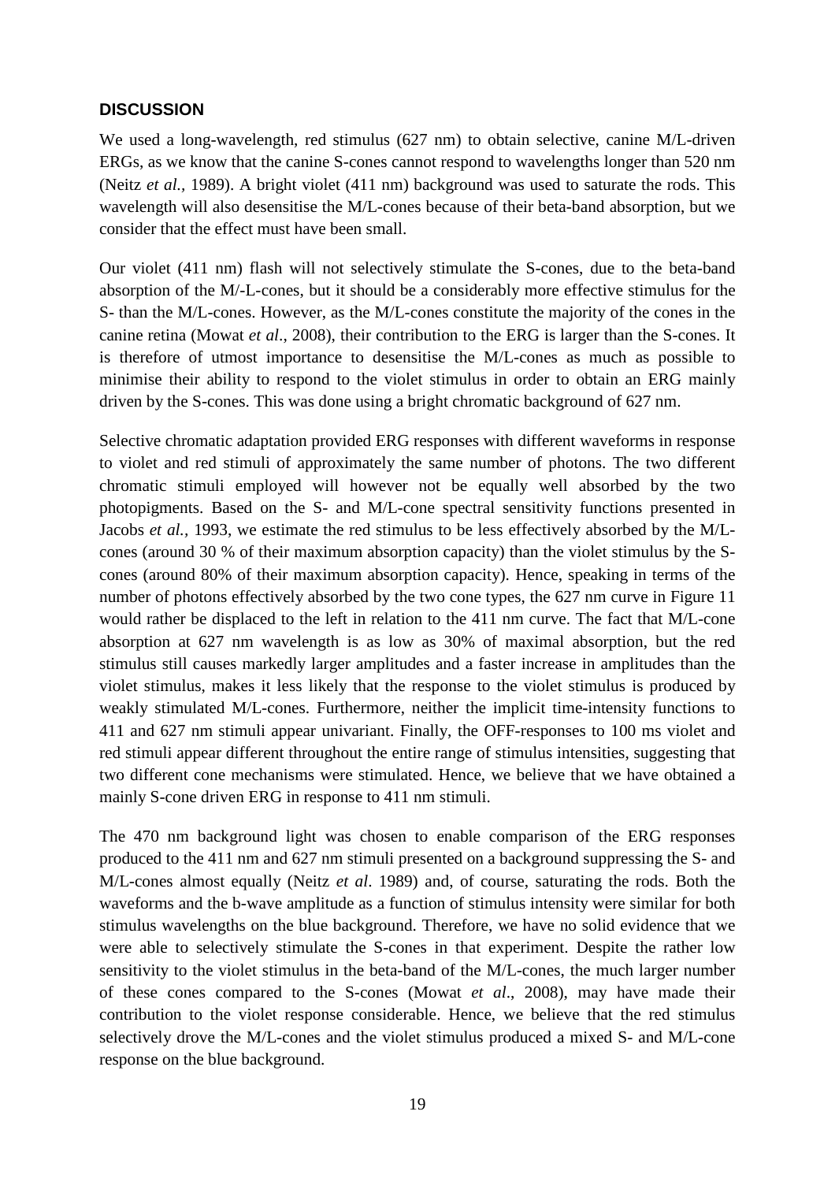## DISCUSSION

We used a long-wavelength, red stimulus (627 nm) to obtain selective, canine M/L-driven ERGs, as we know that the canine S-cones cannot respond to wavelengths longer than 520 nm (Neitz *et al.*, 1989). A bright violet (411 nm) background was used to saturate the rods. This wavelength will also desensitise the M/L-cones because of their beta-band absorption, but we consider that the effect must have been small.

Our violet (411 nm) flash will not selectively stimulate the S-cones, due to the beta-band absorption of the M/-L-cones, but it should be a considerably more effective stimulus for the S- than the M/L-cones. However, as the M/L-cones constitute the majority of the cones in the canine retina (Mowat *et al*., 2008), their contribution to the ERG is larger than the S-cones. It is therefore of utmost importance to desensitise the M/L-cones as much as possible to minimise their ability to respond to the violet stimulus in order to obtain an ERG mainly driven by the S-cones. This was done using a bright chromatic background of 627 nm.

Selective chromatic adaptation provided ERG responses with different waveforms in response to violet and red stimuli of approximately the same number of photons. The two different chromatic stimuli employed will however not be equally well absorbed by the two photopigments. Based on the S- and M/L-cone spectral sensitivity functions presented in Jacobs *et al.*, 1993, we estimate the red stimulus to be less effectively absorbed by the M/L-cones (around 30 % of their maximum absorption capacity) than the violet stimulus by the S-cones (around 80% of their maximum absorption capacity). Hence, speaking in terms of the number of photons effectively absorbed by the two cone types, the 627 nm curve in Figure 11 would rather be displaced to the left in relation to the 411 nm curve. The fact that M/L-cone absorption at 627 nm wavelength is as low as 30% of maximal absorption, but the red stimulus still causes markedly larger amplitudes and a faster increase in amplitudes than the violet stimulus, makes it less likely that the response to the violet stimulus is produced by weakly stimulated M/L-cones. Furthermore, neither the implicit time-intensity functions to 411 and 627 nm stimuli appear univariant. Finally, the OFF-responses to 100 ms violet and red stimuli appear different throughout the entire range of stimulus intensities, suggesting that two different cone mechanisms were stimulated. Hence, we believe that we have obtained a mainly S-cone driven ERG in response to 411 nm stimuli.

The 470 nm background light was chosen to enable comparison of the ERG responses produced to the 411 nm and 627 nm stimuli presented on a background suppressing the S- and M/L-cones almost equally (Neitz *et al*. 1989) and, of course, saturating the rods. Both the waveforms and the b-wave amplitude as a function of stimulus intensity were similar for both stimulus wavelengths on the blue background. Therefore, we have no solid evidence that we were able to selectively stimulate the S-cones in that experiment. Despite the rather low sensitivity to the violet stimulus in the beta-band of the M/L-cones, the much larger number of these cones compared to the S-cones (Mowat *et al*., 2008), may have made their contribution to the violet response considerable. Hence, we believe that the red stimulus selectively drove the M/L-cones and the violet stimulus produced a mixed S- and M/L-cone response on the blue background.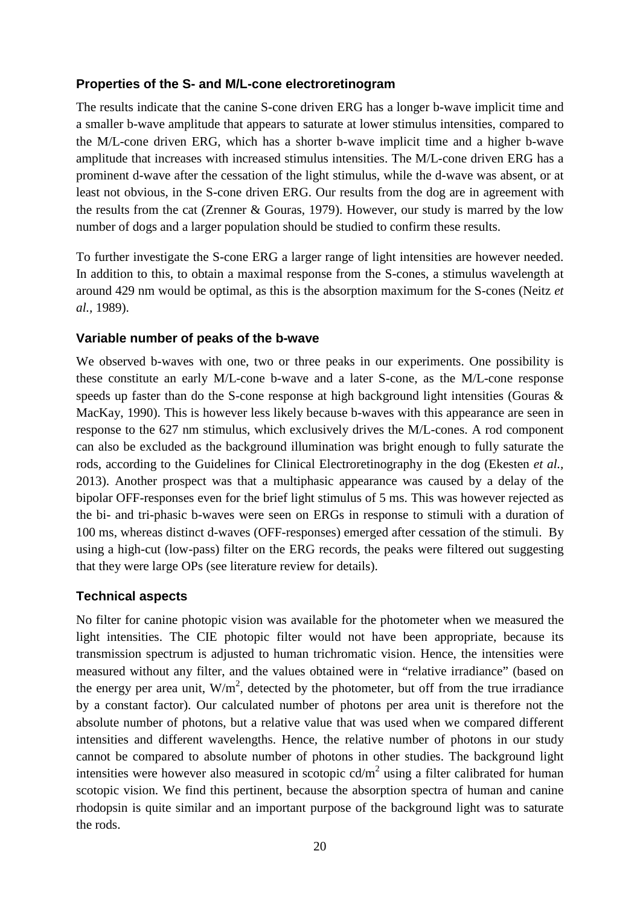### Properties of the S- and M/L-cone electroretinogram

The results indicate that the canine S-cone driven ERG has a longer b-wave implicit time and a smaller b-wave amplitude that appears to saturate at lower stimulus intensities, compared to the M/L-cone driven ERG, which has a shorter b-wave implicit time and a higher b-wave amplitude that increases with increased stimulus intensities. The M/L-cone driven ERG has a prominent d-wave after the cessation of the light stimulus, while the d-wave was absent, or at least not obvious, in the S-cone driven ERG. Our results from the dog are in agreement with the results from the cat (Zrenner & Gouras, 1979). However, our study is marred by the low number of dogs and a larger population should be studied to confirm these results.

To further investigate the S-cone ERG a larger range of light intensities are however needed. In addition to this, to obtain a maximal response from the S-cones, a stimulus wavelength at around 429 nm would be optimal, as this is the absorption maximum for the S-cones (Neitz *et al.,* 1989).

### Variable number of peaks of the b-wave

We observed b-waves with one, two or three peaks in our experiments. One possibility is these constitute an early M/L-cone b-wave and a later S-cone, as the M/L-cone response speeds up faster than do the S-cone response at high background light intensities (Gouras & MacKay, 1990). This is however less likely because b-waves with this appearance are seen in response to the 627 nm stimulus, which exclusively drives the M/L-cones. A rod component can also be excluded as the background illumination was bright enough to fully saturate the rods, according to the Guidelines for Clinical Electroretinography in the dog (Ekesten *et al.,* 2013). Another prospect was that a multiphasic appearance was caused by a delay of the bipolar OFF-responses even for the brief light stimulus of 5 ms. This was however rejected as the bi- and tri-phasic b-waves were seen on ERGs in response to stimuli with a duration of 100 ms, whereas distinct d-waves (OFF-responses) emerged after cessation of the stimuli. By using a high-cut (low-pass) filter on the ERG records, the peaks were filtered out suggesting that they were large OPs (see literature review for details).

### Technical aspects

No filter for canine photopic vision was available for the photometer when we measured the light intensities. The CIE photopic filter would not have been appropriate, because its transmission spectrum is adjusted to human trichromatic vision. Hence, the intensities were measured without any filter, and the values obtained were in "relative irradiance" (based on the energy per area unit, $W/m^2$, detected by the photometer, but off from the true irradiance by a constant factor). Our calculated number of photons per area unit is therefore not the absolute number of photons, but a relative value that was used when we compared different intensities and different wavelengths. Hence, the relative number of photons in our study cannot be compared to absolute number of photons in other studies. The background light intensities were however also measured in scotopic $cd/m^2$ using a filter calibrated for human scotopic vision. We find this pertinent, because the absorption spectra of human and canine rhodopsin is quite similar and an important purpose of the background light was to saturate the rods.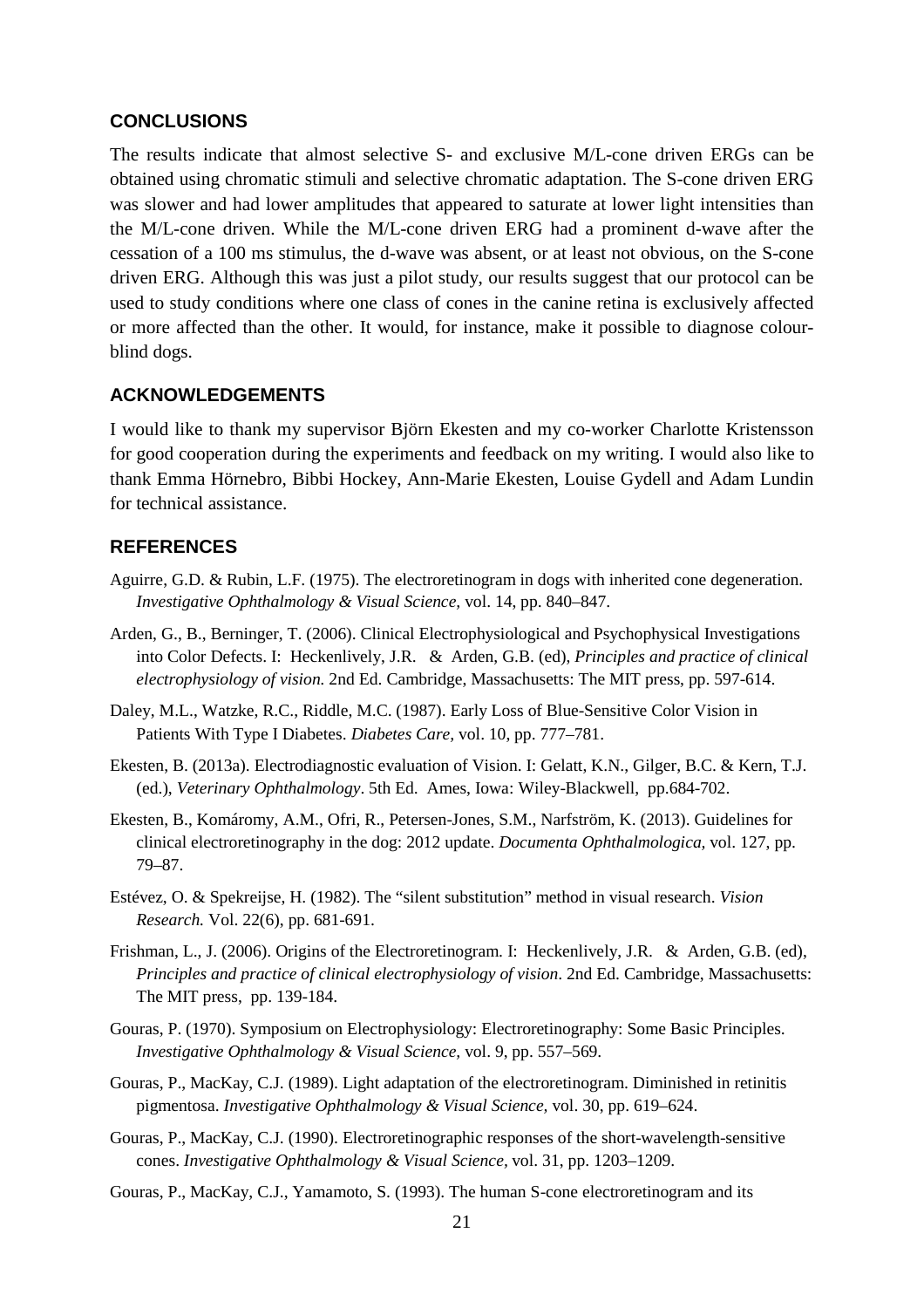## CONCLUSIONS

The results indicate that almost selective S- and exclusive M/L-cone driven ERGs can be obtained using chromatic stimuli and selective chromatic adaptation. The S-cone driven ERG was slower and had lower amplitudes that appeared to saturate at lower light intensities than the M/L-cone driven. While the M/L-cone driven ERG had a prominent d-wave after the cessation of a 100 ms stimulus, the d-wave was absent, or at least not obvious, on the S-cone driven ERG. Although this was just a pilot study, our results suggest that our protocol can be used to study conditions where one class of cones in the canine retina is exclusively affected or more affected than the other. It would, for instance, make it possible to diagnose colour-blind dogs.

## ACKNOWLEDGEMENTS

I would like to thank my supervisor Björn Ekesten and my co-worker Charlotte Kristensson for good cooperation during the experiments and feedback on my writing. I would also like to thank Emma Hörnebro, Bibbi Hockey, Ann-Marie Ekesten, Louise Gydell and Adam Lundin for technical assistance.

## REFERENCES

Aguirre, G.D. & Rubin, L.F. (1975). The electroretinogram in dogs with inherited cone degeneration. *Investigative Ophthalmology & Visual Science,* vol. 14, pp. 840–847.

Arden, G., B., Berninger, T. (2006). Clinical Electrophysiological and Psychophysical Investigations into Color Defects. I: Heckenlively, J.R. & Arden, G.B. (ed), *Principles and practice of clinical electrophysiology of vision.* 2nd Ed. Cambridge, Massachusetts: The MIT press, pp. 597-614.

Daley, M.L., Watzke, R.C., Riddle, M.C. (1987). Early Loss of Blue-Sensitive Color Vision in Patients With Type I Diabetes. *Diabetes Care,* vol. 10, pp. 777–781.

Ekesten, B. (2013a). Electrodiagnostic evaluation of Vision. I: Gelatt, K.N., Gilger, B.C. & Kern, T.J. (ed.), *Veterinary Ophthalmology*. 5th Ed. Ames, Iowa: Wiley-Blackwell, pp.684-702.

Ekesten, B., Komáromy, A.M., Ofri, R., Petersen-Jones, S.M., Narfström, K. (2013). Guidelines for clinical electroretinography in the dog: 2012 update. *Documenta Ophthalmologica,* vol. 127, pp. 79–87.

Estévez, O. & Spekreijse, H. (1982). The "silent substitution" method in visual research. *Vision Research.* Vol. 22(6), pp. 681-691.

Frishman, L., J. (2006). Origins of the Electroretinogram. I: Heckenlively, J.R. & Arden, G.B. (ed), *Principles and practice of clinical electrophysiology of vision*. 2nd Ed. Cambridge, Massachusetts: The MIT press, pp. 139-184.

Gouras, P. (1970). Symposium on Electrophysiology: Electroretinography: Some Basic Principles. *Investigative Ophthalmology & Visual Science,* vol. 9, pp. 557–569.

Gouras, P., MacKay, C.J. (1989). Light adaptation of the electroretinogram. Diminished in retinitis pigmentosa. *Investigative Ophthalmology & Visual Science,* vol. 30, pp. 619–624.

Gouras, P., MacKay, C.J. (1990). Electroretinographic responses of the short-wavelength-sensitive cones. *Investigative Ophthalmology & Visual Science,* vol. 31, pp. 1203–1209.

Gouras, P., MacKay, C.J., Yamamoto, S. (1993). The human S-cone electroretinogram and its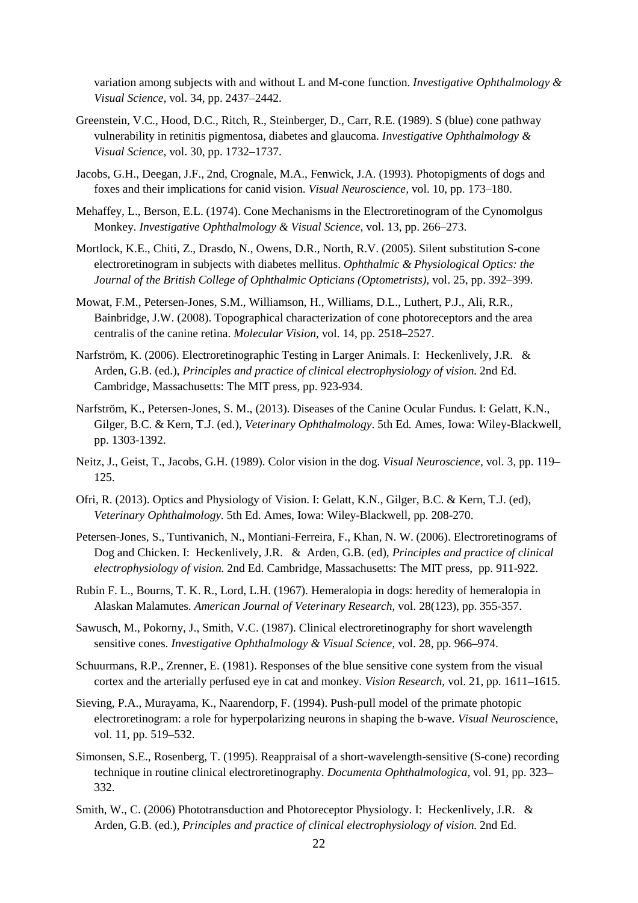variation among subjects with and without L and M-cone function. *Investigative Ophthalmology & Visual Science,* vol. 34, pp. 2437–2442.

Greenstein, V.C., Hood, D.C., Ritch, R., Steinberger, D., Carr, R.E. (1989). S (blue) cone pathway vulnerability in retinitis pigmentosa, diabetes and glaucoma. *Investigative Ophthalmology & Visual Science,* vol. 30, pp. 1732–1737.

Jacobs, G.H., Deegan, J.F., 2nd, Crognale, M.A., Fenwick, J.A. (1993). Photopigments of dogs and foxes and their implications for canid vision. *Visual Neuroscience,* vol. 10, pp. 173–180.

Mehaffey, L., Berson, E.L. (1974). Cone Mechanisms in the Electroretinogram of the Cynomolgus Monkey. *Investigative Ophthalmology & Visual Science,* vol. 13, pp. 266–273.

Mortlock, K.E., Chiti, Z., Drasdo, N., Owens, D.R., North, R.V. (2005). Silent substitution S-cone electroretinogram in subjects with diabetes mellitus. *Ophthalmic & Physiological Optics: the Journal of the British College of Ophthalmic Opticians (Optometrists),* vol. 25, pp. 392–399.

Mowat, F.M., Petersen-Jones, S.M., Williamson, H., Williams, D.L., Luthert, P.J., Ali, R.R., Bainbridge, J.W. (2008). Topographical characterization of cone photoreceptors and the area centralis of the canine retina. *Molecular Vision,* vol. 14, pp. 2518–2527.

Narfström, K. (2006). Electroretinographic Testing in Larger Animals. I: Heckenlively, J.R. & Arden, G.B. (ed.), *Principles and practice of clinical electrophysiology of vision.* 2nd Ed. Cambridge, Massachusetts: The MIT press, pp. 923-934.

Narfström, K., Petersen-Jones, S. M., (2013). Diseases of the Canine Ocular Fundus. I: Gelatt, K.N., Gilger, B.C. & Kern, T.J. (ed.), *Veterinary Ophthalmology*. 5th Ed. Ames, Iowa: Wiley-Blackwell, pp. 1303-1392.

Neitz, J., Geist, T., Jacobs, G.H. (1989). Color vision in the dog. *Visual Neuroscience,* vol. 3, pp. 119–125.

Ofri, R. (2013). Optics and Physiology of Vision. I: Gelatt, K.N., Gilger, B.C. & Kern, T.J. (ed), *Veterinary Ophthalmology.* 5th Ed. Ames, Iowa: Wiley-Blackwell, pp. 208-270.

Petersen-Jones, S., Tuntivanich, N., Montiani-Ferreira, F., Khan, N. W. (2006). Electroretinograms of Dog and Chicken. I: Heckenlively, J.R. & Arden, G.B. (ed), *Principles and practice of clinical electrophysiology of vision.* 2nd Ed. Cambridge, Massachusetts: The MIT press, pp. 911-922.

Rubin F. L., Bourns, T. K. R., Lord, L.H. (1967). Hemeralopia in dogs: heredity of hemeralopia in Alaskan Malamutes. *American Journal of Veterinary Research,* vol. 28(123), pp. 355-357.

Sawusch, M., Pokorny, J., Smith, V.C. (1987). Clinical electroretinography for short wavelength sensitive cones. *Investigative Ophthalmology & Visual Science,* vol. 28, pp. 966–974.

Schuurmans, R.P., Zrenner, E. (1981). Responses of the blue sensitive cone system from the visual cortex and the arterially perfused eye in cat and monkey. *Vision Research,* vol. 21, pp. 1611–1615.

Sieving, P.A., Murayama, K., Naarendorp, F. (1994). Push-pull model of the primate photopic electroretinogram: a role for hyperpolarizing neurons in shaping the b-wave. *Visual Neurosci*ence, vol. 11, pp. 519–532.

Simonsen, S.E., Rosenberg, T. (1995). Reappraisal of a short-wavelength-sensitive (S-cone) recording technique in routine clinical electroretinography. *Documenta Ophthalmologica,* vol. 91, pp. 323–332.

Smith, W., C. (2006) Phototransduction and Photoreceptor Physiology. I: Heckenlively, J.R. & Arden, G.B. (ed.), *Principles and practice of clinical electrophysiology of vision.* 2nd Ed.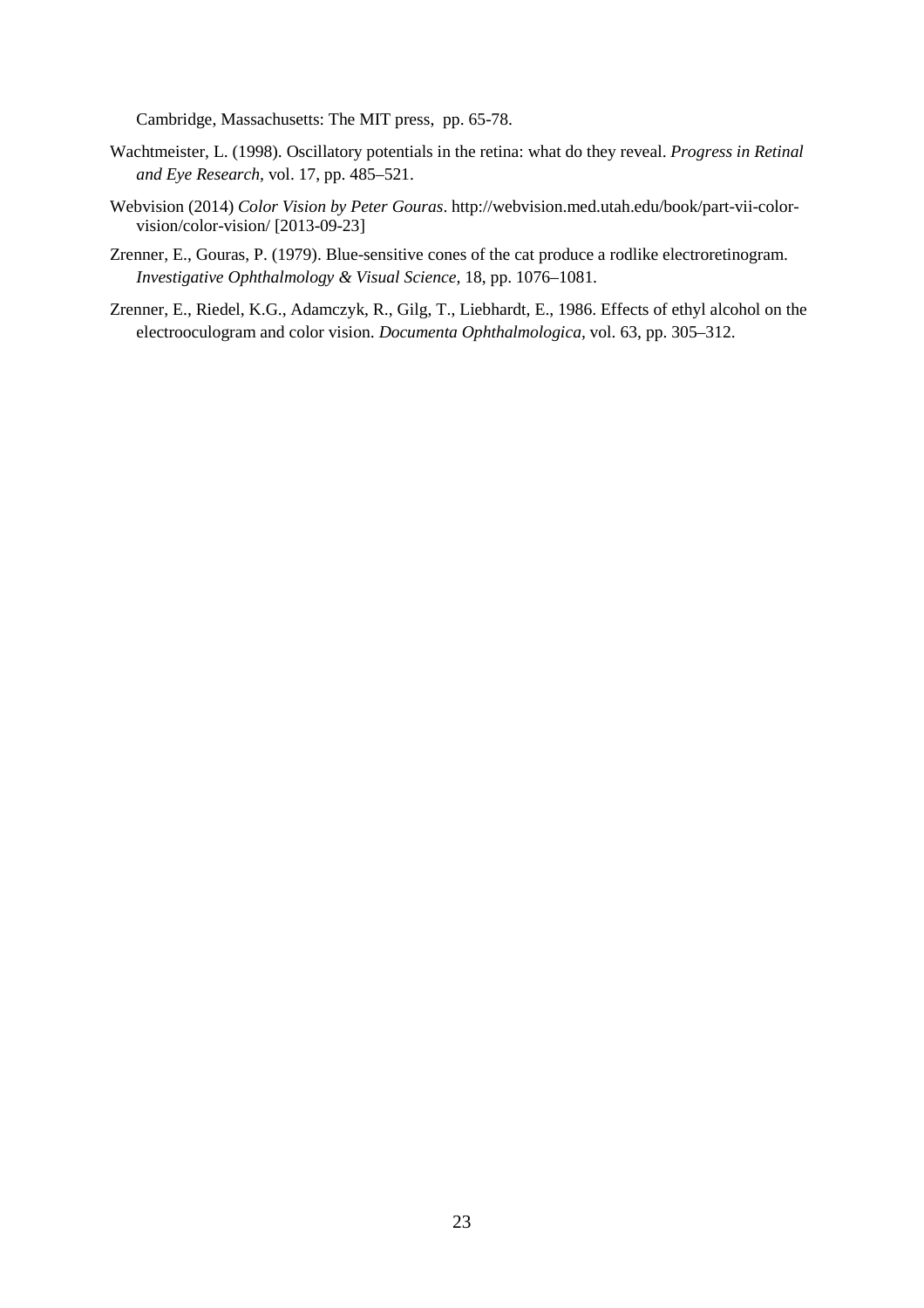Cambridge, Massachusetts: The MIT press, pp. 65-78.

Wachtmeister, L. (1998). Oscillatory potentials in the retina: what do they reveal. *Progress in Retinal and Eye Research*, vol. 17, pp. 485–521.

Webvision (2014) *Color Vision by Peter Gouras*. http://webvision.med.utah.edu/book/part-vii-color-vision/color-vision/ [2013-09-23]

Zrenner, E., Gouras, P. (1979). Blue-sensitive cones of the cat produce a rodlike electroretinogram. *Investigative Ophthalmology & Visual Science,* 18, pp. 1076–1081.

Zrenner, E., Riedel, K.G., Adamczyk, R., Gilg, T., Liebhardt, E., 1986. Effects of ethyl alcohol on the electrooculogram and color vision. *Documenta Ophthalmologica*, vol. 63, pp. 305–312.